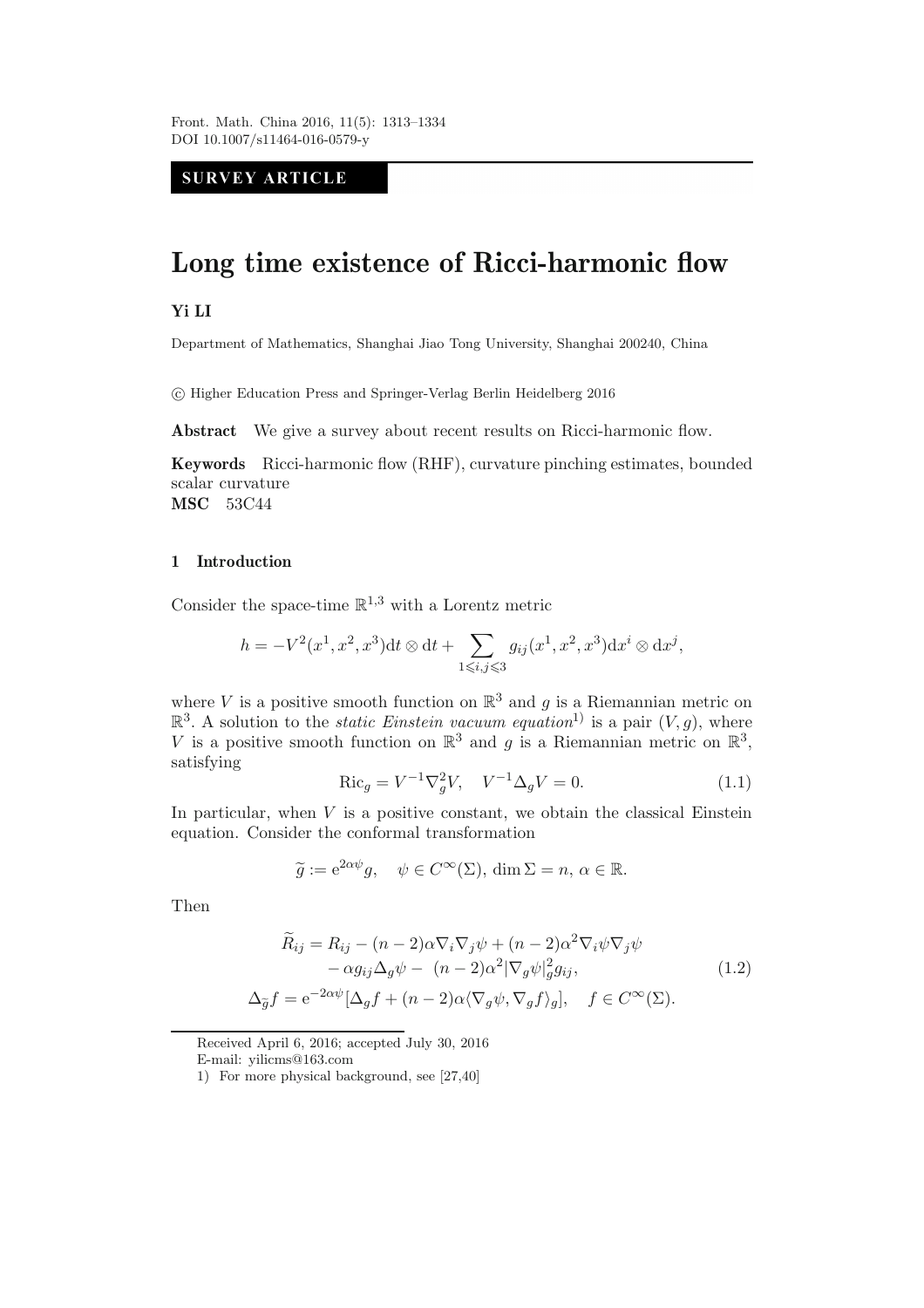SURVEY ARTICLE

# Long time existence of Ricci-harmonic flow

**Yi LI**

Department of Mathematics, Shanghai Jiao Tong University, Shanghai 200240, China

© Higher Education Press and Springer-Verlag Berlin Heidelberg 2016

**Abstract** We give a survey about recent results on Ricci-harmonic flow.

**Keywords** Ricci-harmonic flow (RHF), curvature pinching estimates, bounded scalar curvature
**MSC** 53C44

## 1 Introduction

Consider the space-time $\mathbb{R}^{1,3}$ with a Lorentz metric

$$h = -V^2(x^1, x^2, x^3)\mathrm{d}t \otimes \mathrm{d}t + \sum_{1\leqslant i,j\leqslant 3} g_{ij}(x^1, x^2, x^3)\mathrm{d}x^i \otimes \mathrm{d}x^j,$$

where $V$ is a positive smooth function on $\mathbb{R}^3$ and $g$ is a Riemannian metric on $\mathbb{R}^3$. A solution to the *static Einstein vacuum equation*[1)] is a pair $(V, g)$, where $V$ is a positive smooth function on $\mathbb{R}^3$ and $g$ is a Riemannian metric on $\mathbb{R}^3$, satisfying

$$\mathrm{Ric}_g = V^{-1}\nabla_g^2 V, \quad V^{-1}\Delta_g V = 0. \tag{1.1}$$

In particular, when $V$ is a positive constant, we obtain the classical Einstein equation. Consider the conformal transformation

$$\widetilde{g} := \mathrm{e}^{2\alpha\psi} g, \quad \psi \in C^\infty(\Sigma), \dim \Sigma = n, \alpha \in \mathbb{R}.$$

Then

$$\begin{aligned}
\widetilde{R}_{ij} &= R_{ij} - (n-2)\alpha\nabla_i\nabla_j\psi + (n-2)\alpha^2\nabla_i\psi\nabla_j\psi \\
&\quad - \alpha g_{ij}\Delta_g\psi - (n-2)\alpha^2|\nabla_g\psi|_g^2 g_{ij}, \\
\Delta_{\widetilde{g}} f &= \mathrm{e}^{-2\alpha\psi}[\Delta_g f + (n-2)\alpha\langle\nabla_g\psi, \nabla_g f\rangle_g], \quad f \in C^\infty(\Sigma).
\end{aligned} \tag{1.2}$$

---

Received April 6, 2016; accepted July 30, 2016

E-mail: yilicms@163.com

1) For more physical background, see [27,40]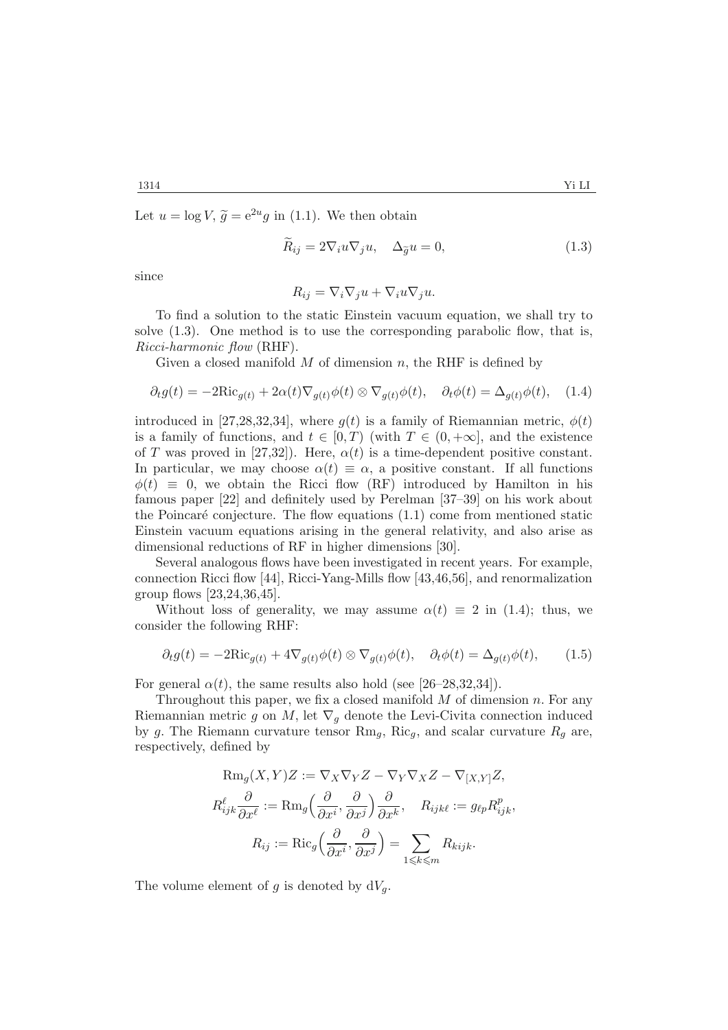Let $u = \log V$, $\widetilde{g} = e^{2u} g$ in (1.1). We then obtain

$$\widetilde{R}_{ij} = 2\nabla_i u \nabla_j u, \quad \Delta_{\widetilde{g}} u = 0, \tag{1.3}$$

since

$$R_{ij} = \nabla_i \nabla_j u + \nabla_i u \nabla_j u.$$

To find a solution to the static Einstein vacuum equation, we shall try to solve (1.3). One method is to use the corresponding parabolic flow, that is, *Ricci-harmonic flow* (RHF).

Given a closed manifold $M$ of dimension $n$, the RHF is defined by

$$\partial_t g(t) = -2\mathrm{Ric}_{g(t)} + 2\alpha(t) \nabla_{g(t)} \phi(t) \otimes \nabla_{g(t)} \phi(t), \quad \partial_t \phi(t) = \Delta_{g(t)} \phi(t), \tag{1.4}$$

introduced in [27,28,32,34], where $g(t)$ is a family of Riemannian metric, $\phi(t)$ is a family of functions, and $t \in [0, T)$ (with $T \in (0, +\infty]$, and the existence of $T$ was proved in [27,32]). Here, $\alpha(t)$ is a time-dependent positive constant. In particular, we may choose $\alpha(t) \equiv \alpha$, a positive constant. If all functions $\phi(t) \equiv 0$, we obtain the Ricci flow (RF) introduced by Hamilton in his famous paper [22] and definitely used by Perelman [37–39] on his work about the Poincaré conjecture. The flow equations (1.1) come from mentioned static Einstein vacuum equations arising in the general relativity, and also arise as dimensional reductions of RF in higher dimensions [30].

Several analogous flows have been investigated in recent years. For example, connection Ricci flow [44], Ricci-Yang-Mills flow [43,46,56], and renormalization group flows [23,24,36,45].

Without loss of generality, we may assume $\alpha(t) \equiv 2$ in (1.4); thus, we consider the following RHF:

$$\partial_t g(t) = -2\mathrm{Ric}_{g(t)} + 4\nabla_{g(t)} \phi(t) \otimes \nabla_{g(t)} \phi(t), \quad \partial_t \phi(t) = \Delta_{g(t)} \phi(t), \tag{1.5}$$

For general $\alpha(t)$, the same results also hold (see [26–28,32,34]).

Throughout this paper, we fix a closed manifold $M$ of dimension $n$. For any Riemannian metric $g$ on $M$, let $\nabla_g$ denote the Levi-Civita connection induced by $g$. The Riemann curvature tensor $\mathrm{Rm}_g$, $\mathrm{Ric}_g$, and scalar curvature $R_g$ are, respectively, defined by

$$\mathrm{Rm}_g(X, Y)Z := \nabla_X \nabla_Y Z - \nabla_Y \nabla_X Z - \nabla_{[X,Y]} Z,$$

$$R^{\ell}_{ijk} \frac{\partial}{\partial x^{\ell}} := \mathrm{Rm}_g\Big(\frac{\partial}{\partial x^i}, \frac{\partial}{\partial x^j}\Big) \frac{\partial}{\partial x^k}, \quad R_{ijk\ell} := g_{\ell p} R^p_{ijk},$$

$$R_{ij} := \mathrm{Ric}_g\Big(\frac{\partial}{\partial x^i}, \frac{\partial}{\partial x^j}\Big) = \sum_{1 \leqslant k \leqslant m} R_{kijk}.$$

The volume element of $g$ is denoted by $dV_g$.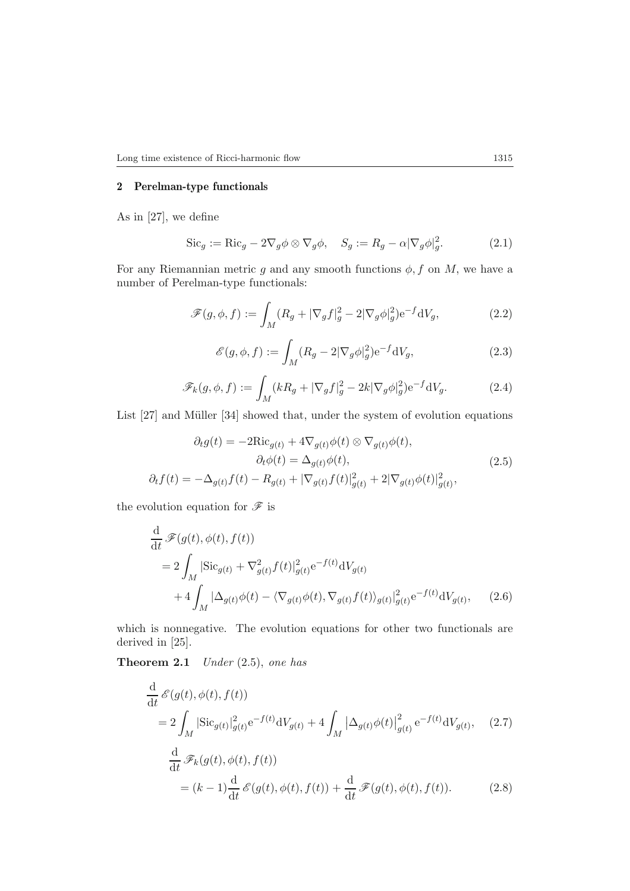## 2 Perelman-type functionals

As in [27], we define

$$\mathrm{Sic}_g := \mathrm{Ric}_g - 2\nabla_g\phi \otimes \nabla_g\phi, \quad S_g := R_g - \alpha|\nabla_g\phi|_g^2. \tag{2.1}$$

For any Riemannian metric $g$ and any smooth functions $\phi, f$ on $M$, we have a number of Perelman-type functionals:

$$\mathscr{F}(g,\phi,f) := \int_M (R_g + |\nabla_g f|_g^2 - 2|\nabla_g\phi|_g^2)\mathrm{e}^{-f}\mathrm{d}V_g, \tag{2.2}$$

$$\mathscr{E}(g,\phi,f) := \int_M (R_g - 2|\nabla_g\phi|_g^2)\mathrm{e}^{-f}\mathrm{d}V_g, \tag{2.3}$$

$$\mathscr{F}_k(g,\phi,f) := \int_M (kR_g + |\nabla_g f|_g^2 - 2k|\nabla_g\phi|_g^2)\mathrm{e}^{-f}\mathrm{d}V_g. \tag{2.4}$$

List [27] and Müller [34] showed that, under the system of evolution equations

$$\begin{aligned}
\partial_t g(t) &= -2\mathrm{Ric}_{g(t)} + 4\nabla_{g(t)}\phi(t) \otimes \nabla_{g(t)}\phi(t), \\
\partial_t \phi(t) &= \Delta_{g(t)}\phi(t), \\
\partial_t f(t) &= -\Delta_{g(t)} f(t) - R_{g(t)} + |\nabla_{g(t)} f(t)|_{g(t)}^2 + 2|\nabla_{g(t)}\phi(t)|_{g(t)}^2,
\end{aligned} \tag{2.5}$$

the evolution equation for $\mathscr{F}$ is

$$\begin{aligned}
&\frac{\mathrm{d}}{\mathrm{d}t}\mathscr{F}(g(t),\phi(t),f(t)) \\
&= 2\int_M |\mathrm{Sic}_{g(t)} + \nabla_{g(t)}^2 f(t)|_{g(t)}^2 \mathrm{e}^{-f(t)}\mathrm{d}V_{g(t)} \\
&\quad + 4\int_M |\Delta_{g(t)}\phi(t) - \langle \nabla_{g(t)}\phi(t), \nabla_{g(t)} f(t)\rangle_{g(t)}|_{g(t)}^2 \mathrm{e}^{-f(t)}\mathrm{d}V_{g(t)},
\end{aligned} \tag{2.6}$$

which is nonnegative. The evolution equations for other two functionals are derived in [25].

**Theorem 2.1** *Under* (2.5), *one has*

$$\begin{aligned}
&\frac{\mathrm{d}}{\mathrm{d}t}\mathscr{E}(g(t),\phi(t),f(t)) \\
&= 2\int_M |\mathrm{Sic}_{g(t)}|_{g(t)}^2 \mathrm{e}^{-f(t)}\mathrm{d}V_{g(t)} + 4\int_M \left|\Delta_{g(t)}\phi(t)\right|_{g(t)}^2 \mathrm{e}^{-f(t)}\mathrm{d}V_{g(t)},
\end{aligned} \tag{2.7}$$

$$\begin{aligned}
&\frac{\mathrm{d}}{\mathrm{d}t}\mathscr{F}_k(g(t),\phi(t),f(t)) \\
&= (k-1)\frac{\mathrm{d}}{\mathrm{d}t}\mathscr{E}(g(t),\phi(t),f(t)) + \frac{\mathrm{d}}{\mathrm{d}t}\mathscr{F}(g(t),\phi(t),f(t)).
\end{aligned} \tag{2.8}$$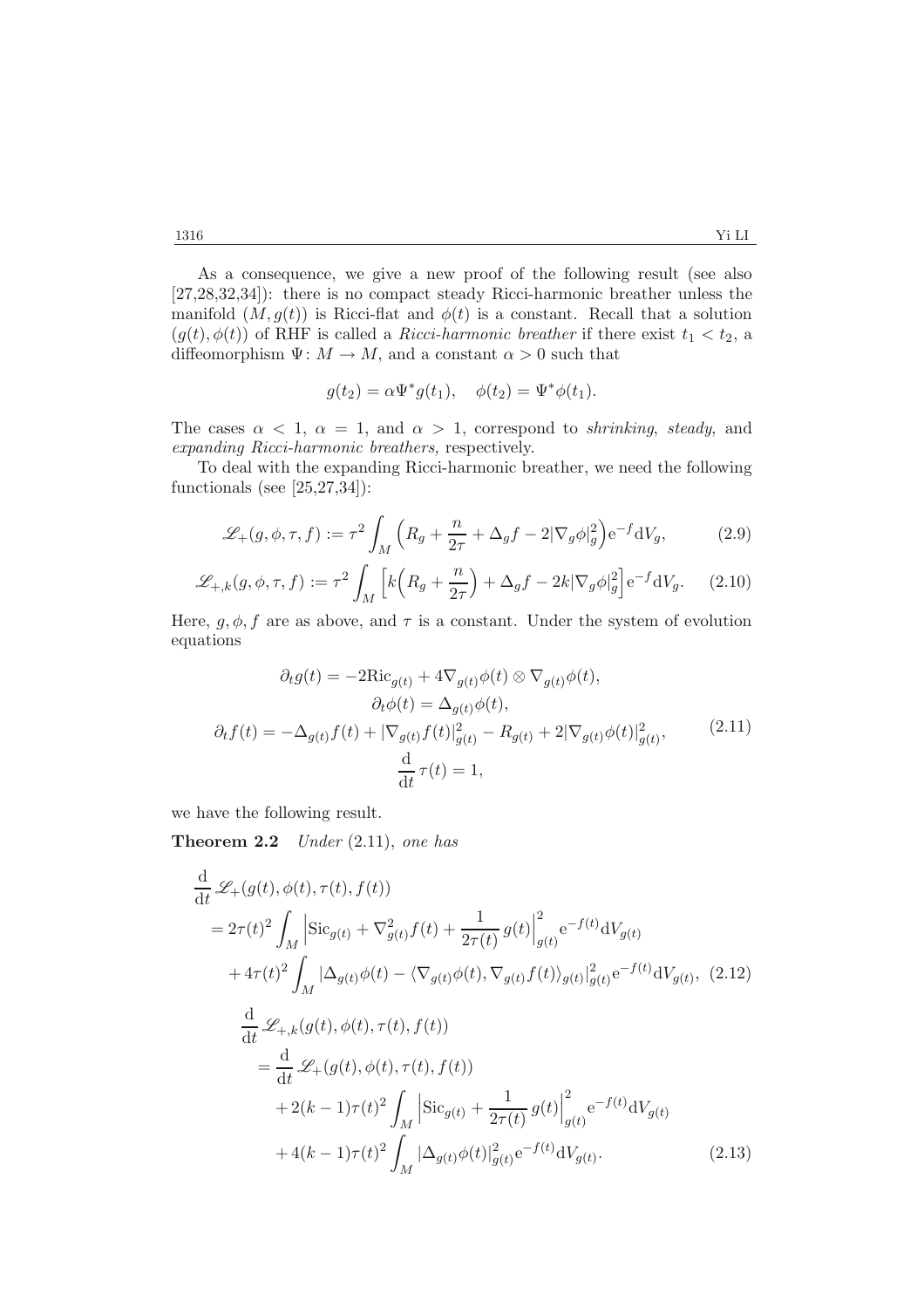As a consequence, we give a new proof of the following result (see also [27,28,32,34]): there is no compact steady Ricci-harmonic breather unless the manifold $(M, g(t))$ is Ricci-flat and $\phi(t)$ is a constant. Recall that a solution $(g(t), \phi(t))$ of RHF is called a *Ricci-harmonic breather* if there exist $t_1 < t_2$, a diffeomorphism $\Psi\colon M \to M$, and a constant $\alpha > 0$ such that

$$g(t_2) = \alpha \Psi^* g(t_1), \quad \phi(t_2) = \Psi^* \phi(t_1).$$

The cases $\alpha < 1$, $\alpha = 1$, and $\alpha > 1$, correspond to *shrinking*, *steady*, and *expanding Ricci-harmonic breathers,* respectively.

To deal with the expanding Ricci-harmonic breather, we need the following functionals (see [25,27,34]):

$$\mathscr{L}_+(g, \phi, \tau, f) := \tau^2 \int_M \Big( R_g + \frac{n}{2\tau} + \Delta_g f - 2|\nabla_g \phi|_g^2 \Big) \mathrm{e}^{-f} \mathrm{d}V_g, \tag{2.9}$$

$$\mathscr{L}_{+,k}(g, \phi, \tau, f) := \tau^2 \int_M \Big[ k\Big( R_g + \frac{n}{2\tau} \Big) + \Delta_g f - 2k|\nabla_g \phi|_g^2 \Big] \mathrm{e}^{-f} \mathrm{d}V_g. \tag{2.10}$$

Here, $g, \phi, f$ are as above, and $\tau$ is a constant. Under the system of evolution equations

$$\begin{aligned}
\partial_t g(t) &= -2\mathrm{Ric}_{g(t)} + 4\nabla_{g(t)}\phi(t) \otimes \nabla_{g(t)}\phi(t), \\
\partial_t \phi(t) &= \Delta_{g(t)} \phi(t), \\
\partial_t f(t) &= -\Delta_{g(t)} f(t) + |\nabla_{g(t)} f(t)|_{g(t)}^2 - R_{g(t)} + 2|\nabla_{g(t)}\phi(t)|_{g(t)}^2, \\
\frac{\mathrm{d}}{\mathrm{d}t}\, \tau(t) &= 1,
\end{aligned} \tag{2.11}$$

we have the following result.

**Theorem 2.2** *Under* (2.11), *one has*

$$\begin{aligned}
&\frac{\mathrm{d}}{\mathrm{d}t}\, \mathscr{L}_+(g(t), \phi(t), \tau(t), f(t)) \\
&= 2\tau(t)^2 \int_M \Big| \mathrm{Sic}_{g(t)} + \nabla_{g(t)}^2 f(t) + \frac{1}{2\tau(t)}\, g(t) \Big|_{g(t)}^2 \mathrm{e}^{-f(t)} \mathrm{d}V_{g(t)} \\
&\quad + 4\tau(t)^2 \int_M |\Delta_{g(t)}\phi(t) - \langle \nabla_{g(t)}\phi(t), \nabla_{g(t)} f(t)\rangle_{g(t)}|_{g(t)}^2 \mathrm{e}^{-f(t)} \mathrm{d}V_{g(t)},
\end{aligned} \tag{2.12}$$

$$\begin{aligned}
&\frac{\mathrm{d}}{\mathrm{d}t}\, \mathscr{L}_{+,k}(g(t), \phi(t), \tau(t), f(t)) \\
&= \frac{\mathrm{d}}{\mathrm{d}t}\, \mathscr{L}_+(g(t), \phi(t), \tau(t), f(t)) \\
&\quad + 2(k-1)\tau(t)^2 \int_M \Big| \mathrm{Sic}_{g(t)} + \frac{1}{2\tau(t)}\, g(t) \Big|_{g(t)}^2 \mathrm{e}^{-f(t)} \mathrm{d}V_{g(t)} \\
&\quad + 4(k-1)\tau(t)^2 \int_M |\Delta_{g(t)}\phi(t)|_{g(t)}^2 \mathrm{e}^{-f(t)} \mathrm{d}V_{g(t)}.
\end{aligned} \tag{2.13}$$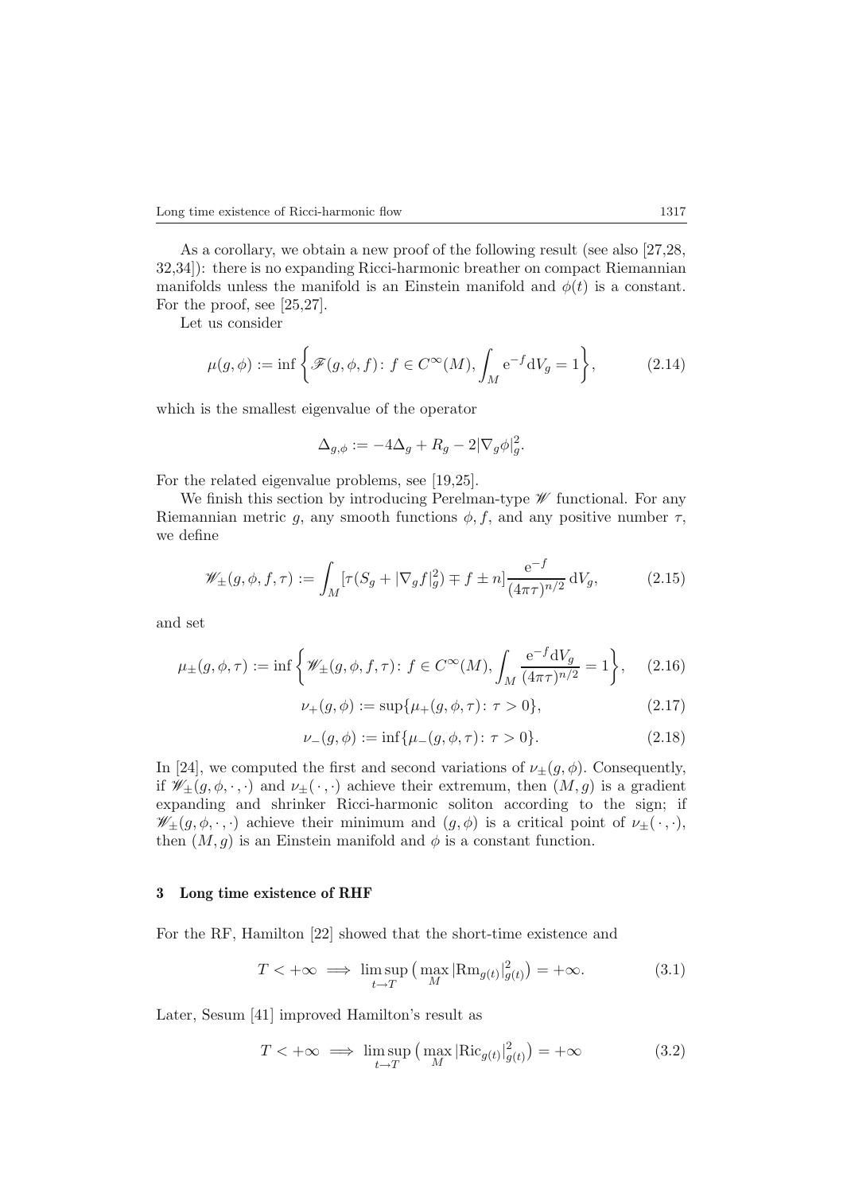As a corollary, we obtain a new proof of the following result (see also [27,28, 32,34]): there is no expanding Ricci-harmonic breather on compact Riemannian manifolds unless the manifold is an Einstein manifold and $\phi(t)$ is a constant. For the proof, see [25,27].

Let us consider

$$\mu(g,\phi) := \inf\left\{\mathscr{F}(g,\phi,f)\colon f\in C^\infty(M), \int_M \mathrm{e}^{-f}\mathrm{d}V_g = 1\right\}, \tag{2.14}$$

which is the smallest eigenvalue of the operator

$$\Delta_{g,\phi} := -4\Delta_g + R_g - 2|\nabla_g\phi|_g^2.$$

For the related eigenvalue problems, see [19,25].

We finish this section by introducing Perelman-type $\mathscr{W}$ functional. For any Riemannian metric $g$, any smooth functions $\phi, f$, and any positive number $\tau$, we define

$$\mathscr{W}_\pm(g,\phi,f,\tau) := \int_M [\tau(S_g + |\nabla_g f|_g^2) \mp f \pm n]\frac{\mathrm{e}^{-f}}{(4\pi\tau)^{n/2}}\,\mathrm{d}V_g, \tag{2.15}$$

and set

$$\mu_\pm(g,\phi,\tau) := \inf\left\{\mathscr{W}_\pm(g,\phi,f,\tau)\colon f\in C^\infty(M), \int_M \frac{\mathrm{e}^{-f}\mathrm{d}V_g}{(4\pi\tau)^{n/2}} = 1\right\}, \tag{2.16}$$

$$\nu_+(g,\phi) := \sup\{\mu_+(g,\phi,\tau)\colon \tau>0\}, \tag{2.17}$$

$$\nu_-(g,\phi) := \inf\{\mu_-(g,\phi,\tau)\colon \tau>0\}. \tag{2.18}$$

In [24], we computed the first and second variations of $\nu_\pm(g,\phi)$. Consequently, if $\mathscr{W}_\pm(g,\phi,\cdot,\cdot)$ and $\nu_\pm(\cdot,\cdot)$ achieve their extremum, then $(M,g)$ is a gradient expanding and shrinker Ricci-harmonic soliton according to the sign; if $\mathscr{W}_\pm(g,\phi,\cdot,\cdot)$ achieve their minimum and $(g,\phi)$ is a critical point of $\nu_\pm(\cdot,\cdot)$, then $(M,g)$ is an Einstein manifold and $\phi$ is a constant function.

## 3 Long time existence of RHF

For the RF, Hamilton [22] showed that the short-time existence and

$$T < +\infty \implies \limsup_{t\to T}\big(\max_M |\mathrm{Rm}_{g(t)}|_{g(t)}^2\big) = +\infty. \tag{3.1}$$

Later, Sesum [41] improved Hamilton's result as

$$T < +\infty \implies \limsup_{t\to T}\big(\max_M |\mathrm{Ric}_{g(t)}|_{g(t)}^2\big) = +\infty \tag{3.2}$$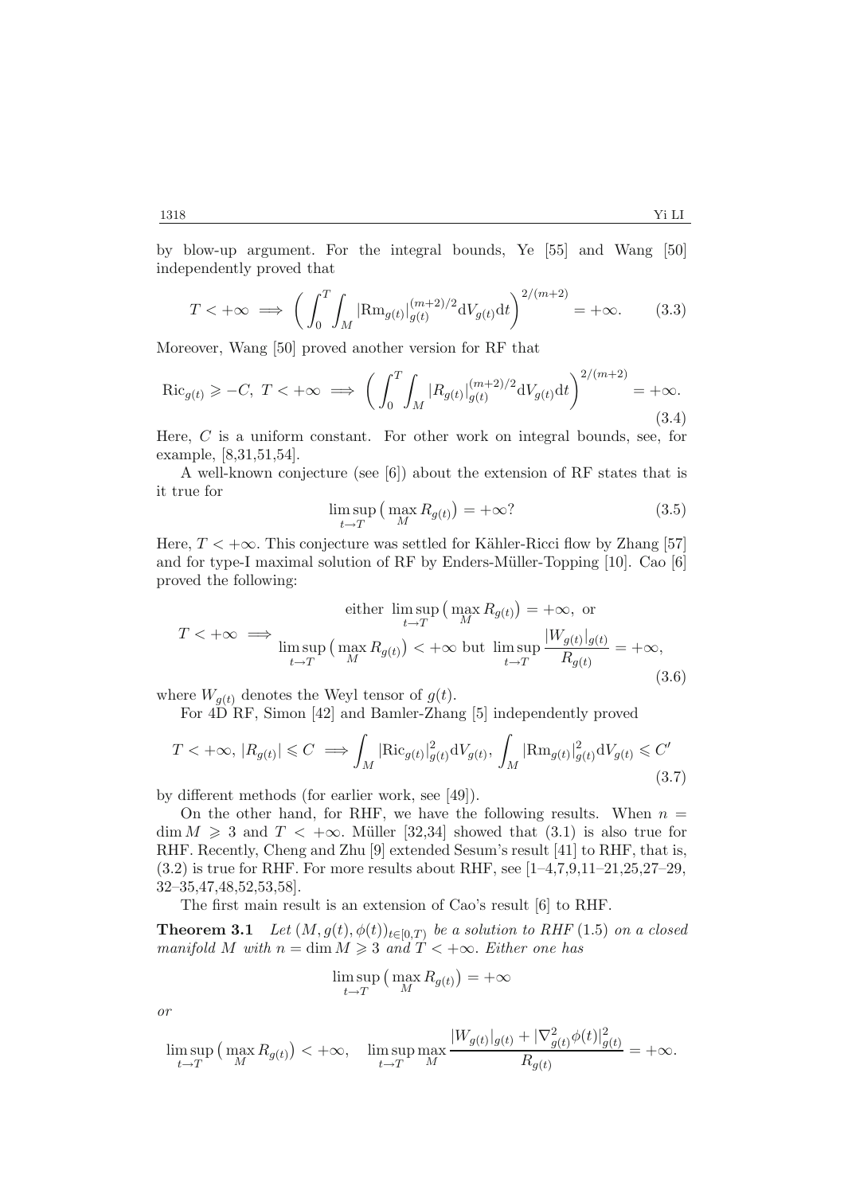by blow-up argument. For the integral bounds, Ye [55] and Wang [50] independently proved that

$$T < +\infty \implies \left( \int_0^T \int_M |\mathrm{Rm}_{g(t)}|_{g(t)}^{(m+2)/2} \mathrm{d}V_{g(t)} \mathrm{d}t \right)^{2/(m+2)} = +\infty. \tag{3.3}$$

Moreover, Wang [50] proved another version for RF that

$$\mathrm{Ric}_{g(t)} \geqslant -C,\ T < +\infty \implies \left( \int_0^T \int_M |R_{g(t)}|_{g(t)}^{(m+2)/2} \mathrm{d}V_{g(t)} \mathrm{d}t \right)^{2/(m+2)} = +\infty. \tag{3.4}$$

Here, $C$ is a uniform constant. For other work on integral bounds, see, for example, [8,31,51,54].

A well-known conjecture (see [6]) about the extension of RF states that is it true for

$$\limsup_{t \to T} \big( \max_M R_{g(t)} \big) = +\infty? \tag{3.5}$$

Here, $T < +\infty$. This conjecture was settled for Kähler-Ricci flow by Zhang [57] and for type-I maximal solution of RF by Enders-Müller-Topping [10]. Cao [6] proved the following:

$$T < +\infty \implies \begin{array}{c} \text{either } \limsup_{t \to T} \big( \max_M R_{g(t)} \big) = +\infty, \text{ or} \\ \limsup_{t \to T} \big( \max_M R_{g(t)} \big) < +\infty \text{ but } \limsup_{t \to T} \dfrac{|W_{g(t)}|_{g(t)}}{R_{g(t)}} = +\infty, \end{array} \tag{3.6}$$

where $W_{g(t)}$ denotes the Weyl tensor of $g(t)$.

For 4D RF, Simon [42] and Bamler-Zhang [5] independently proved

$$T < +\infty,\ |R_{g(t)}| \leqslant C \implies \int_M |\mathrm{Ric}_{g(t)}|_{g(t)}^2 \mathrm{d}V_{g(t)},\ \int_M |\mathrm{Rm}_{g(t)}|_{g(t)}^2 \mathrm{d}V_{g(t)} \leqslant C' \tag{3.7}$$

by different methods (for earlier work, see [49]).

On the other hand, for RHF, we have the following results. When $n = \dim M \geqslant 3$ and $T < +\infty$. Müller [32,34] showed that (3.1) is also true for RHF. Recently, Cheng and Zhu [9] extended Sesum's result [41] to RHF, that is, (3.2) is true for RHF. For more results about RHF, see [1–4,7,9,11–21,25,27–29, 32–35,47,48,52,53,58].

The first main result is an extension of Cao's result [6] to RHF.

**Theorem 3.1** *Let $(M, g(t), \phi(t))_{t \in [0,T)}$ be a solution to RHF (1.5) on a closed manifold $M$ with $n = \dim M \geqslant 3$ and $T < +\infty$. Either one has*

$$\limsup_{t \to T} \big( \max_M R_{g(t)} \big) = +\infty$$

*or*

$$\limsup_{t \to T} \big( \max_M R_{g(t)} \big) < +\infty, \quad \limsup_{t \to T} \max_M \frac{|W_{g(t)}|_{g(t)} + |\nabla_{g(t)}^2 \phi(t)|_{g(t)}^2}{R_{g(t)}} = +\infty.$$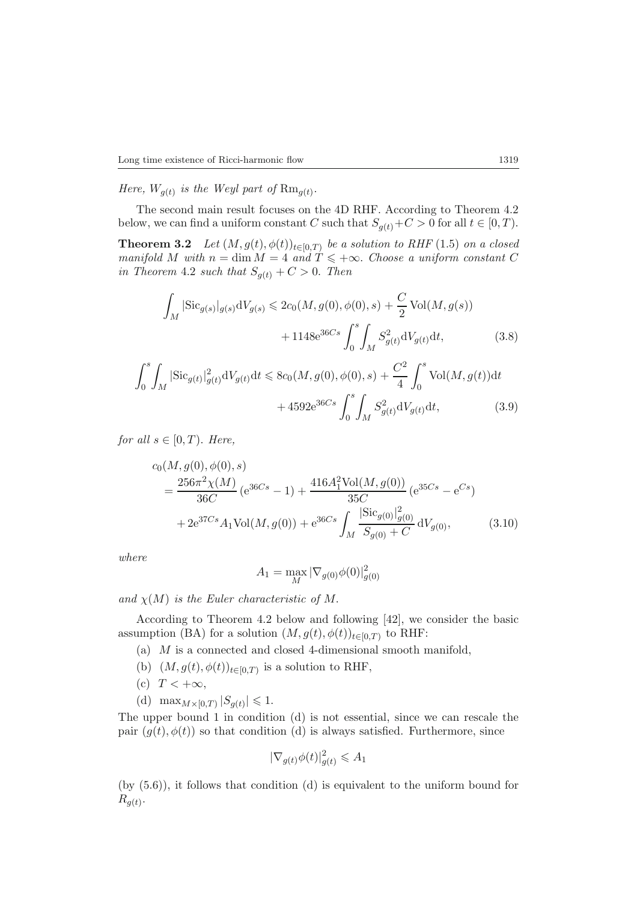*Here, $W_{g(t)}$ is the Weyl part of $\mathrm{Rm}_{g(t)}$.*

The second main result focuses on the 4D RHF. According to Theorem 4.2 below, we can find a uniform constant $C$ such that $S_{g(t)}+C>0$ for all $t\in[0,T)$.

**Theorem 3.2** *Let $(M,g(t),\phi(t))_{t\in[0,T)}$ be a solution to RHF (1.5) on a closed manifold $M$ with $n=\dim M=4$ and $T\leqslant+\infty$. Choose a uniform constant $C$ in Theorem 4.2 such that $S_{g(t)}+C>0$. Then*

$$\int_M |\mathrm{Sic}_{g(s)}|_{g(s)}\mathrm{d}V_{g(s)} \leqslant 2c_0(M,g(0),\phi(0),s)+\frac{C}{2}\,\mathrm{Vol}(M,g(s)) + 1148\mathrm{e}^{36Cs}\int_0^s\int_M S^2_{g(t)}\mathrm{d}V_{g(t)}\mathrm{d}t, \tag{3.8}$$

$$\int_0^s\int_M |\mathrm{Sic}_{g(t)}|^2_{g(t)}\mathrm{d}V_{g(t)}\mathrm{d}t \leqslant 8c_0(M,g(0),\phi(0),s)+\frac{C^2}{4}\int_0^s \mathrm{Vol}(M,g(t))\mathrm{d}t + 4592\mathrm{e}^{36Cs}\int_0^s\int_M S^2_{g(t)}\mathrm{d}V_{g(t)}\mathrm{d}t, \tag{3.9}$$

*for all $s\in[0,T)$. Here,*

$$\begin{aligned} c_0(M,g(0),\phi(0),s) &= \frac{256\pi^2\chi(M)}{36C}\left(\mathrm{e}^{36Cs}-1\right)+\frac{416A_1^2\mathrm{Vol}(M,g(0))}{35C}\left(\mathrm{e}^{35Cs}-\mathrm{e}^{Cs}\right)\\ &\quad + 2\mathrm{e}^{37Cs}A_1\mathrm{Vol}(M,g(0))+\mathrm{e}^{36Cs}\int_M \frac{|\mathrm{Sic}_{g(0)}|^2_{g(0)}}{S_{g(0)}+C}\,\mathrm{d}V_{g(0)}, \end{aligned} \tag{3.10}$$

*where*

$$A_1=\max_M |\nabla_{g(0)}\phi(0)|^2_{g(0)}$$

*and $\chi(M)$ is the Euler characteristic of $M$.*

According to Theorem 4.2 below and following [42], we consider the basic assumption (BA) for a solution $(M,g(t),\phi(t))_{t\in[0,T)}$ to RHF:

(a) $M$ is a connected and closed 4-dimensional smooth manifold,

(b) $(M,g(t),\phi(t))_{t\in[0,T)}$ is a solution to RHF,

(c) $T<+\infty$,

(d) $\max_{M\times[0,T)}|S_{g(t)}|\leqslant 1$.

The upper bound 1 in condition (d) is not essential, since we can rescale the pair $(g(t),\phi(t))$ so that condition (d) is always satisfied. Furthermore, since

$$|\nabla_{g(t)}\phi(t)|^2_{g(t)}\leqslant A_1$$

(by (5.6)), it follows that condition (d) is equivalent to the uniform bound for $R_{g(t)}$.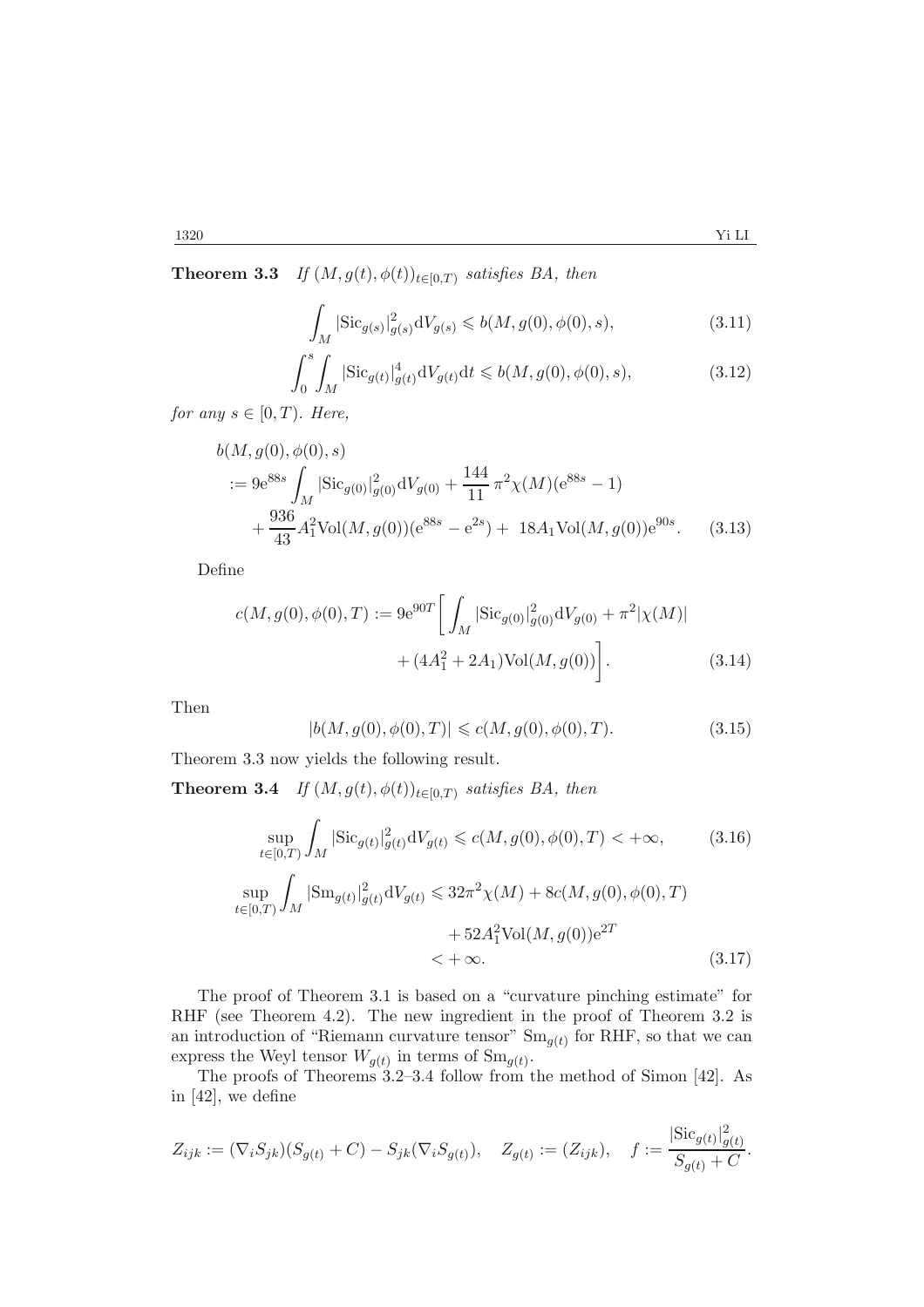**Theorem 3.3** *If $(M, g(t), \phi(t))_{t\in[0,T)}$ satisfies BA, then*

$$\int_M |\mathrm{Sic}_{g(s)}|^2_{g(s)} \mathrm{d}V_{g(s)} \leqslant b(M, g(0), \phi(0), s), \tag{3.11}$$

$$\int_0^s \int_M |\mathrm{Sic}_{g(t)}|^4_{g(t)} \mathrm{d}V_{g(t)} \mathrm{d}t \leqslant b(M, g(0), \phi(0), s), \tag{3.12}$$

*for any $s \in [0, T)$. Here,*

$$\begin{aligned} &b(M, g(0), \phi(0), s) \\ &:= 9\mathrm{e}^{88s} \int_M |\mathrm{Sic}_{g(0)}|^2_{g(0)} \mathrm{d}V_{g(0)} + \frac{144}{11}\pi^2\chi(M)(\mathrm{e}^{88s} - 1) \\ &\quad + \frac{936}{43} A_1^2 \mathrm{Vol}(M, g(0))(\mathrm{e}^{88s} - \mathrm{e}^{2s}) + 18A_1 \mathrm{Vol}(M, g(0))\mathrm{e}^{90s}. \end{aligned} \tag{3.13}$$

Define

$$\begin{aligned} c(M, g(0), \phi(0), T) := 9\mathrm{e}^{90T} \bigg[ &\int_M |\mathrm{Sic}_{g(0)}|^2_{g(0)} \mathrm{d}V_{g(0)} + \pi^2|\chi(M)| \\ &+ (4A_1^2 + 2A_1)\mathrm{Vol}(M, g(0)) \bigg]. \end{aligned} \tag{3.14}$$

Then

$$|b(M, g(0), \phi(0), T)| \leqslant c(M, g(0), \phi(0), T). \tag{3.15}$$

Theorem 3.3 now yields the following result.

**Theorem 3.4** *If $(M, g(t), \phi(t))_{t\in[0,T)}$ satisfies BA, then*

$$\sup_{t\in[0,T)} \int_M |\mathrm{Sic}_{g(t)}|^2_{g(t)} \mathrm{d}V_{g(t)} \leqslant c(M, g(0), \phi(0), T) < +\infty, \tag{3.16}$$

$$\begin{aligned} \sup_{t\in[0,T)} \int_M |\mathrm{Sm}_{g(t)}|^2_{g(t)} \mathrm{d}V_{g(t)} &\leqslant 32\pi^2\chi(M) + 8c(M, g(0), \phi(0), T) \\ &\quad + 52A_1^2 \mathrm{Vol}(M, g(0))\mathrm{e}^{2T} \\ &< +\infty. \end{aligned} \tag{3.17}$$

The proof of Theorem 3.1 is based on a "curvature pinching estimate" for RHF (see Theorem 4.2). The new ingredient in the proof of Theorem 3.2 is an introduction of "Riemann curvature tensor" $\mathrm{Sm}_{g(t)}$ for RHF, so that we can express the Weyl tensor $W_{g(t)}$ in terms of $\mathrm{Sm}_{g(t)}$.

The proofs of Theorems 3.2–3.4 follow from the method of Simon [42]. As in [42], we define

$$Z_{ijk} := (\nabla_i S_{jk})(S_{g(t)} + C) - S_{jk}(\nabla_i S_{g(t)}), \quad Z_{g(t)} := (Z_{ijk}), \quad f := \frac{|\mathrm{Sic}_{g(t)}|^2_{g(t)}}{S_{g(t)} + C}.$$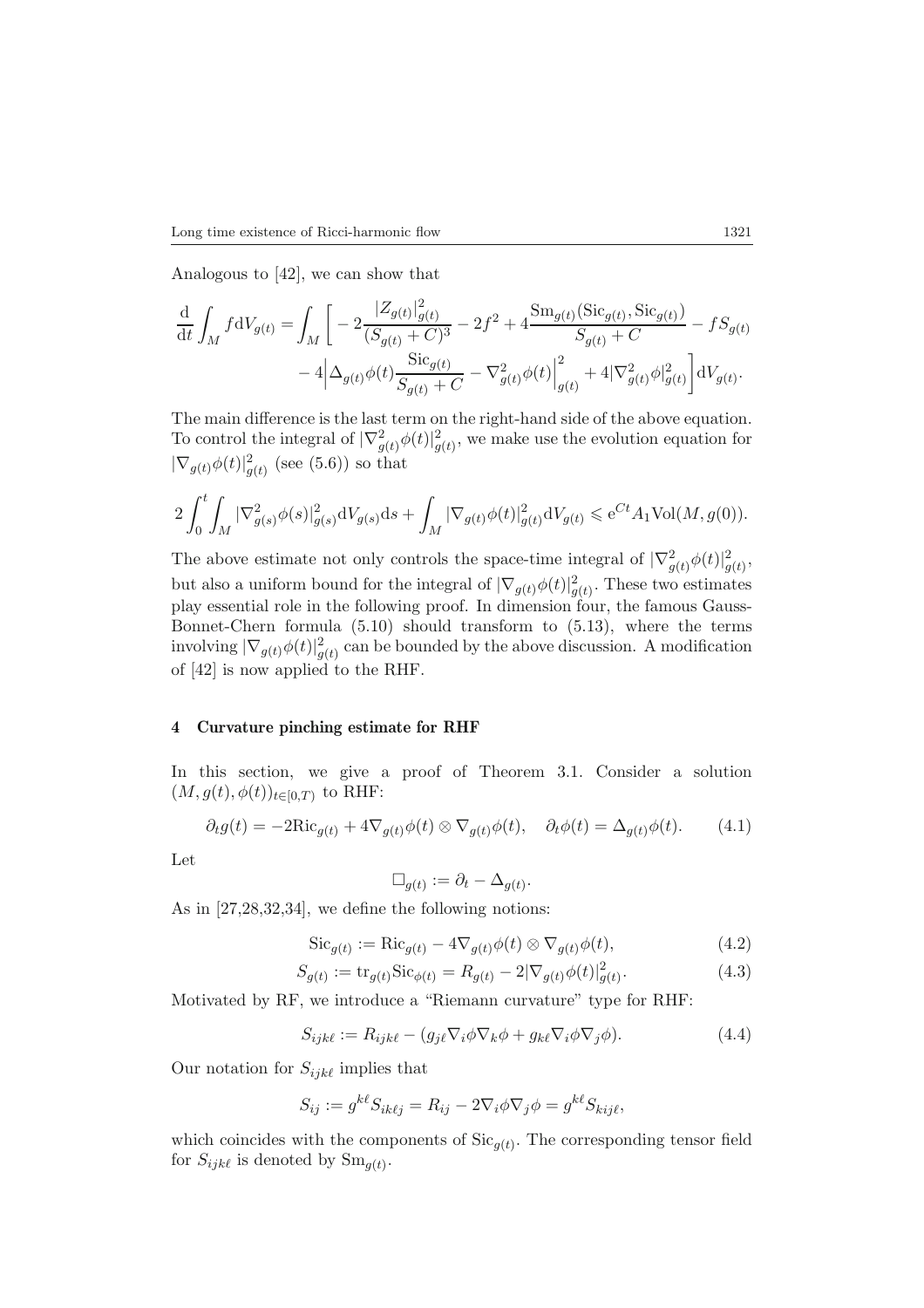Analogous to [42], we can show that

$$\frac{\mathrm{d}}{\mathrm{d}t}\int_M f \mathrm{d}V_{g(t)} = \int_M \bigg[ -2\frac{|Z_{g(t)}|^2_{g(t)}}{(S_{g(t)}+C)^3} - 2f^2 + 4\frac{\mathrm{Sm}_{g(t)}(\mathrm{Sic}_{g(t)}, \mathrm{Sic}_{g(t)})}{S_{g(t)}+C} - fS_{g(t)} \\ - 4\Big|\Delta_{g(t)}\phi(t)\frac{\mathrm{Sic}_{g(t)}}{S_{g(t)}+C} - \nabla^2_{g(t)}\phi(t)\Big|^2_{g(t)} + 4|\nabla^2_{g(t)}\phi|^2_{g(t)}\bigg]\mathrm{d}V_{g(t)}.$$

The main difference is the last term on the right-hand side of the above equation. To control the integral of $|\nabla^2_{g(t)}\phi(t)|^2_{g(t)}$, we make use the evolution equation for $|\nabla_{g(t)}\phi(t)|^2_{g(t)}$ (see (5.6)) so that

$$2\int_0^t\int_M |\nabla^2_{g(s)}\phi(s)|^2_{g(s)}\mathrm{d}V_{g(s)}\mathrm{d}s + \int_M |\nabla_{g(t)}\phi(t)|^2_{g(t)}\mathrm{d}V_{g(t)} \leqslant \mathrm{e}^{Ct}A_1\mathrm{Vol}(M, g(0)).$$

The above estimate not only controls the space-time integral of $|\nabla^2_{g(t)}\phi(t)|^2_{g(t)}$, but also a uniform bound for the integral of $|\nabla_{g(t)}\phi(t)|^2_{g(t)}$. These two estimates play essential role in the following proof. In dimension four, the famous Gauss-Bonnet-Chern formula (5.10) should transform to (5.13), where the terms involving $|\nabla_{g(t)}\phi(t)|^2_{g(t)}$ can be bounded by the above discussion. A modification of [42] is now applied to the RHF.

## 4 Curvature pinching estimate for RHF

In this section, we give a proof of Theorem 3.1. Consider a solution $(M, g(t), \phi(t))_{t\in[0,T)}$ to RHF:

$$\partial_t g(t) = -2\mathrm{Ric}_{g(t)} + 4\nabla_{g(t)}\phi(t)\otimes\nabla_{g(t)}\phi(t), \quad \partial_t\phi(t) = \Delta_{g(t)}\phi(t). \tag{4.1}$$

Let

$$\Box_{g(t)} := \partial_t - \Delta_{g(t)}.$$

As in [27,28,32,34], we define the following notions:

$$\mathrm{Sic}_{g(t)} := \mathrm{Ric}_{g(t)} - 4\nabla_{g(t)}\phi(t)\otimes\nabla_{g(t)}\phi(t), \tag{4.2}$$

$$S_{g(t)} := \mathrm{tr}_{g(t)}\mathrm{Sic}_{\phi(t)} = R_{g(t)} - 2|\nabla_{g(t)}\phi(t)|^2_{g(t)}. \tag{4.3}$$

Motivated by RF, we introduce a "Riemann curvature" type for RHF:

$$S_{ijk\ell} := R_{ijk\ell} - (g_{j\ell}\nabla_i\phi\nabla_k\phi + g_{k\ell}\nabla_i\phi\nabla_j\phi). \tag{4.4}$$

Our notation for $S_{ijk\ell}$ implies that

$$S_{ij} := g^{k\ell}S_{ik\ell j} = R_{ij} - 2\nabla_i\phi\nabla_j\phi = g^{k\ell}S_{kij\ell},$$

which coincides with the components of $\mathrm{Sic}_{g(t)}$. The corresponding tensor field for $S_{ijk\ell}$ is denoted by $\mathrm{Sm}_{g(t)}$.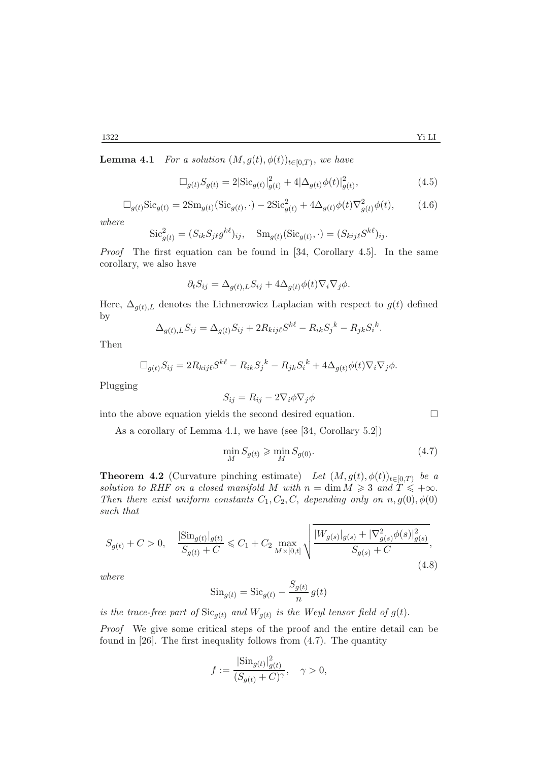**Lemma 4.1** *For a solution $(M, g(t), \phi(t))_{t\in[0,T)}$, we have*

$$\Box_{g(t)} S_{g(t)} = 2|\mathrm{Sic}_{g(t)}|^2_{g(t)} + 4|\Delta_{g(t)}\phi(t)|^2_{g(t)}, \tag{4.5}$$

$$\Box_{g(t)} \mathrm{Sic}_{g(t)} = 2\mathrm{Sm}_{g(t)}(\mathrm{Sic}_{g(t)}, \cdot) - 2\mathrm{Sic}^2_{g(t)} + 4\Delta_{g(t)}\phi(t)\nabla^2_{g(t)}\phi(t), \tag{4.6}$$

*where*

$$\mathrm{Sic}^2_{g(t)} = (S_{ik}S_{j\ell}g^{k\ell})_{ij}, \quad \mathrm{Sm}_{g(t)}(\mathrm{Sic}_{g(t)}, \cdot) = (S_{kij\ell}S^{k\ell})_{ij}.$$

*Proof* The first equation can be found in [34, Corollary 4.5]. In the same corollary, we also have

$$\partial_t S_{ij} = \Delta_{g(t),L} S_{ij} + 4\Delta_{g(t)}\phi(t)\nabla_i\nabla_j\phi.$$

Here, $\Delta_{g(t),L}$ denotes the Lichnerowicz Laplacian with respect to $g(t)$ defined by

$$\Delta_{g(t),L} S_{ij} = \Delta_{g(t)} S_{ij} + 2R_{kij\ell}S^{k\ell} - R_{ik}S_j{}^k - R_{jk}S_i{}^k.$$

Then

$$\Box_{g(t)} S_{ij} = 2R_{kij\ell}S^{k\ell} - R_{ik}S_j{}^k - R_{jk}S_i{}^k + 4\Delta_{g(t)}\phi(t)\nabla_i\nabla_j\phi.$$

Plugging

$$S_{ij} = R_{ij} - 2\nabla_i\phi\nabla_j\phi$$

into the above equation yields the second desired equation. $\Box$

As a corollary of Lemma 4.1, we have (see [34, Corollary 5.2])

$$\min_M S_{g(t)} \geqslant \min_M S_{g(0)}. \tag{4.7}$$

**Theorem 4.2** (Curvature pinching estimate) *Let $(M, g(t), \phi(t))_{t\in[0,T)}$ be a solution to RHF on a closed manifold $M$ with $n = \dim M \geqslant 3$ and $T \leqslant +\infty$. Then there exist uniform constants $C_1, C_2, C$, depending only on $n, g(0), \phi(0)$ such that*

$$S_{g(t)} + C > 0, \quad \frac{|\mathrm{Sin}_{g(t)}|_{g(t)}}{S_{g(t)} + C} \leqslant C_1 + C_2 \max_{M\times[0,t]} \sqrt{\frac{|W_{g(s)}|_{g(s)} + |\nabla^2_{g(s)}\phi(s)|^2_{g(s)}}{S_{g(s)} + C}}, \tag{4.8}$$

*where*

$$\mathrm{Sin}_{g(t)} = \mathrm{Sic}_{g(t)} - \frac{S_{g(t)}}{n}\, g(t)$$

*is the trace-free part of $\mathrm{Sic}_{g(t)}$ and $W_{g(t)}$ is the Weyl tensor field of $g(t)$.*

*Proof* We give some critical steps of the proof and the entire detail can be found in [26]. The first inequality follows from (4.7). The quantity

$$f := \frac{|\mathrm{Sin}_{g(t)}|^2_{g(t)}}{(S_{g(t)} + C)^\gamma}, \quad \gamma > 0,$$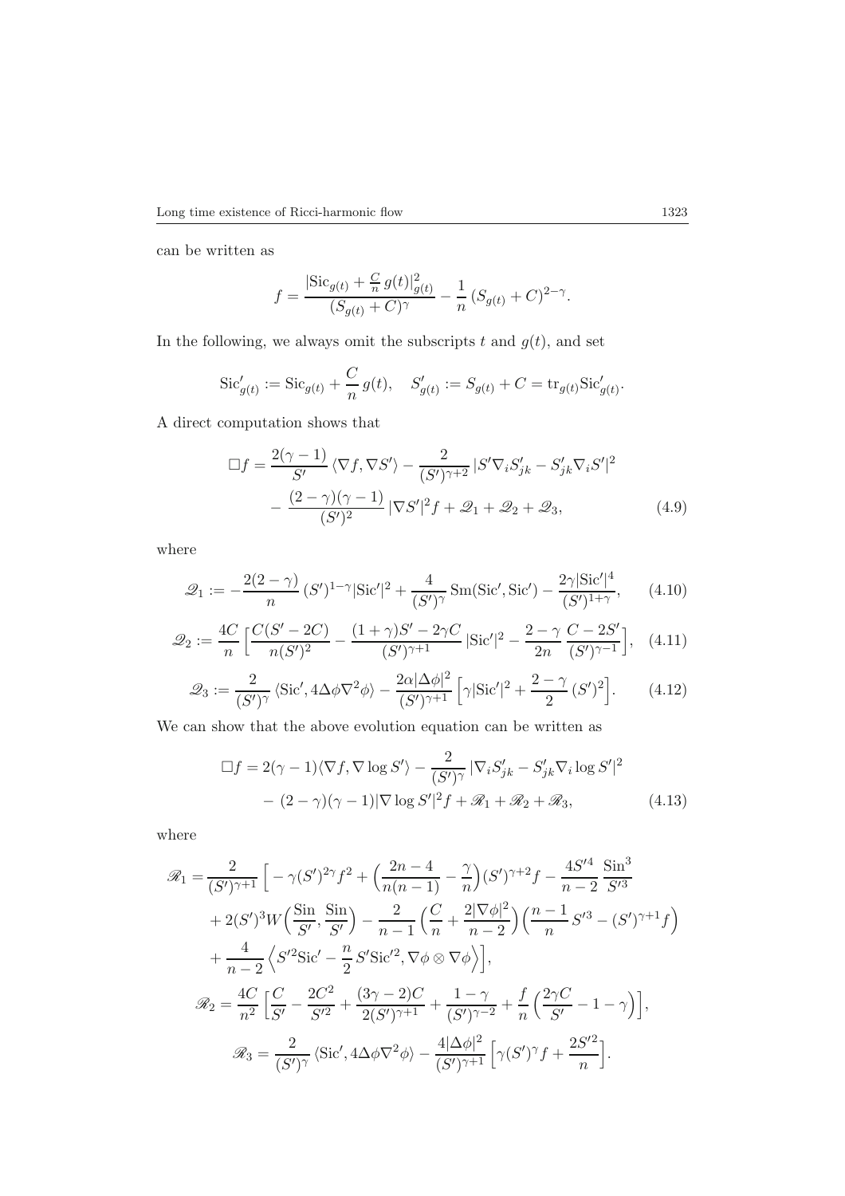can be written as

$$f = \frac{|\mathrm{Sic}_{g(t)} + \frac{C}{n}\, g(t)|^2_{g(t)}}{(S_{g(t)} + C)^\gamma} - \frac{1}{n}\,(S_{g(t)} + C)^{2-\gamma}.$$

In the following, we always omit the subscripts $t$ and $g(t)$, and set

$$\mathrm{Sic}'_{g(t)} := \mathrm{Sic}_{g(t)} + \frac{C}{n}\, g(t), \quad S'_{g(t)} := S_{g(t)} + C = \mathrm{tr}_{g(t)}\mathrm{Sic}'_{g(t)}.$$

A direct computation shows that

$$\begin{aligned}\Box f = &\frac{2(\gamma-1)}{S'}\,\langle \nabla f, \nabla S'\rangle - \frac{2}{(S')^{\gamma+2}}\,|S'\nabla_i S'_{jk} - S'_{jk}\nabla_i S'|^2 \\ &- \frac{(2-\gamma)(\gamma-1)}{(S')^2}\,|\nabla S'|^2 f + \mathscr{Q}_1 + \mathscr{Q}_2 + \mathscr{Q}_3, \end{aligned} \tag{4.9}$$

where

$$\mathscr{Q}_1 := -\frac{2(2-\gamma)}{n}\,(S')^{1-\gamma}|\mathrm{Sic}'|^2 + \frac{4}{(S')^\gamma}\,\mathrm{Sm}(\mathrm{Sic}', \mathrm{Sic}') - \frac{2\gamma|\mathrm{Sic}'|^4}{(S')^{1+\gamma}}, \tag{4.10}$$

$$\mathscr{Q}_2 := \frac{4C}{n}\Big[\frac{C(S'-2C)}{n(S')^2} - \frac{(1+\gamma)S' - 2\gamma C}{(S')^{\gamma+1}}\,|\mathrm{Sic}'|^2 - \frac{2-\gamma}{2n}\,\frac{C-2S'}{(S')^{\gamma-1}}\Big], \tag{4.11}$$

$$\mathscr{Q}_3 := \frac{2}{(S')^\gamma}\,\langle \mathrm{Sic}', 4\Delta\phi\nabla^2\phi\rangle - \frac{2\alpha|\Delta\phi|^2}{(S')^{\gamma+1}}\Big[\gamma|\mathrm{Sic}'|^2 + \frac{2-\gamma}{2}\,(S')^2\Big]. \tag{4.12}$$

We can show that the above evolution equation can be written as

$$\begin{aligned}\Box f = &2(\gamma-1)\langle \nabla f, \nabla \log S'\rangle - \frac{2}{(S')^\gamma}\,|\nabla_i S'_{jk} - S'_{jk}\nabla_i \log S'|^2 \\ &- (2-\gamma)(\gamma-1)|\nabla \log S'|^2 f + \mathscr{R}_1 + \mathscr{R}_2 + \mathscr{R}_3, \end{aligned} \tag{4.13}$$

where

$$\begin{aligned}\mathscr{R}_1 = &\frac{2}{(S')^{\gamma+1}}\Big[-\gamma(S')^{2\gamma}f^2 + \Big(\frac{2n-4}{n(n-1)} - \frac{\gamma}{n}\Big)(S')^{\gamma+2}f - \frac{4S'^4}{n-2}\,\frac{\mathrm{Sin}^3}{S'^3} \\ &+ 2(S')^3 W\Big(\frac{\mathrm{Sin}}{S'}, \frac{\mathrm{Sin}}{S'}\Big) - \frac{2}{n-1}\Big(\frac{C}{n} + \frac{2|\nabla\phi|^2}{n-2}\Big)\Big(\frac{n-1}{n}\,S'^3 - (S')^{\gamma+1}f\Big) \\ &+ \frac{4}{n-2}\,\Big\langle S'^2\mathrm{Sic}' - \frac{n}{2}\,S'\mathrm{Sic}'^2, \nabla\phi\otimes\nabla\phi\Big\rangle\Big], \end{aligned}$$

$$\mathscr{R}_2 = \frac{4C}{n^2}\Big[\frac{C}{S'} - \frac{2C^2}{S'^2} + \frac{(3\gamma-2)C}{2(S')^{\gamma+1}} + \frac{1-\gamma}{(S')^{\gamma-2}} + \frac{f}{n}\Big(\frac{2\gamma C}{S'} - 1 - \gamma\Big)\Big],$$

$$\mathscr{R}_3 = \frac{2}{(S')^\gamma}\,\langle \mathrm{Sic}', 4\Delta\phi\nabla^2\phi\rangle - \frac{4|\Delta\phi|^2}{(S')^{\gamma+1}}\Big[\gamma(S')^\gamma f + \frac{2S'^2}{n}\Big].$$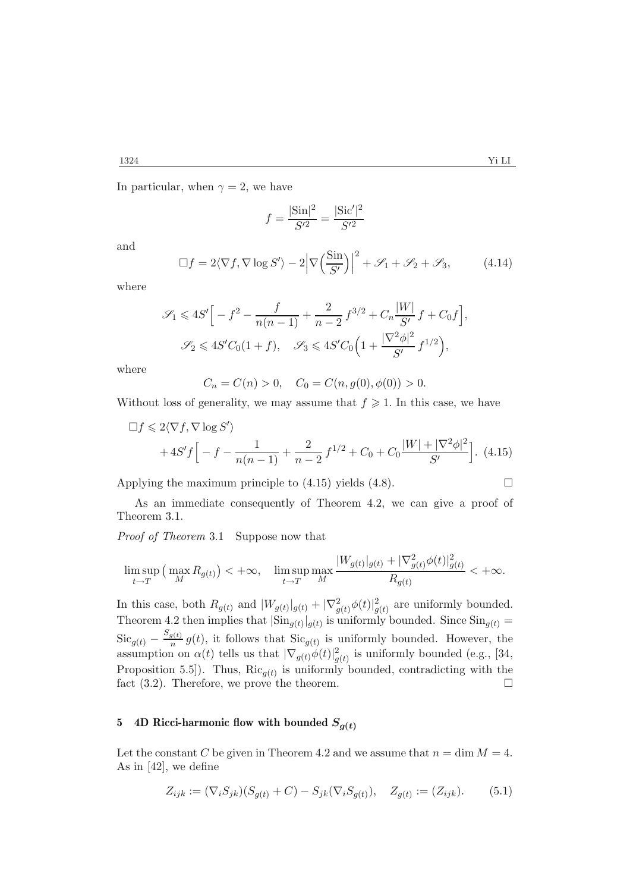In particular, when $\gamma = 2$, we have

$$f = \frac{|\mathrm{Sin}|^2}{S'^2} = \frac{|\mathrm{Sic}'|^2}{S'^2}$$

and

$$\Box f = 2\langle \nabla f, \nabla \log S' \rangle - 2\Big|\nabla\Big(\frac{\mathrm{Sin}}{S'}\Big)\Big|^2 + \mathscr{S}_1 + \mathscr{S}_2 + \mathscr{S}_3, \tag{4.14}$$

where

$$\mathscr{S}_1 \leqslant 4S'\Big[-f^2 - \frac{f}{n(n-1)} + \frac{2}{n-2} f^{3/2} + C_n \frac{|W|}{S'} f + C_0 f\Big],$$

$$\mathscr{S}_2 \leqslant 4S' C_0 (1+f), \quad \mathscr{S}_3 \leqslant 4S' C_0 \Big(1 + \frac{|\nabla^2 \phi|^2}{S'} f^{1/2}\Big),$$

where

$$C_n = C(n) > 0, \quad C_0 = C(n, g(0), \phi(0)) > 0.$$

Without loss of generality, we may assume that $f \geqslant 1$. In this case, we have

$$\Box f \leqslant 2\langle \nabla f, \nabla \log S' \rangle + 4S' f\Big[-f - \frac{1}{n(n-1)} + \frac{2}{n-2} f^{1/2} + C_0 + C_0 \frac{|W| + |\nabla^2 \phi|^2}{S'}\Big]. \tag{4.15}$$

Applying the maximum principle to (4.15) yields (4.8). $\square$

As an immediate consequently of Theorem 4.2, we can give a proof of Theorem 3.1.

*Proof of Theorem* 3.1 Suppose now that

$$\limsup_{t \to T} \big(\max_M R_{g(t)}\big) < +\infty, \quad \limsup_{t \to T} \max_M \frac{|W_{g(t)}|_{g(t)} + |\nabla^2_{g(t)} \phi(t)|^2_{g(t)}}{R_{g(t)}} < +\infty.$$

In this case, both $R_{g(t)}$ and $|W_{g(t)}|_{g(t)} + |\nabla^2_{g(t)} \phi(t)|^2_{g(t)}$ are uniformly bounded. Theorem 4.2 then implies that $|\mathrm{Sin}_{g(t)}|_{g(t)}$ is uniformly bounded. Since $\mathrm{Sin}_{g(t)} = \mathrm{Sic}_{g(t)} - \frac{S_{g(t)}}{n} g(t)$, it follows that $\mathrm{Sic}_{g(t)}$ is uniformly bounded. However, the assumption on $\alpha(t)$ tells us that $|\nabla_{g(t)} \phi(t)|^2_{g(t)}$ is uniformly bounded (e.g., [34, Proposition 5.5]). Thus, $\mathrm{Ric}_{g(t)}$ is uniformly bounded, contradicting with the fact (3.2). Therefore, we prove the theorem. $\square$

## 5 4D Ricci-harmonic flow with bounded $S_{g(t)}$

Let the constant $C$ be given in Theorem 4.2 and we assume that $n = \dim M = 4$. As in [42], we define

$$Z_{ijk} := (\nabla_i S_{jk})(S_{g(t)} + C) - S_{jk}(\nabla_i S_{g(t)}), \quad Z_{g(t)} := (Z_{ijk}). \tag{5.1}$$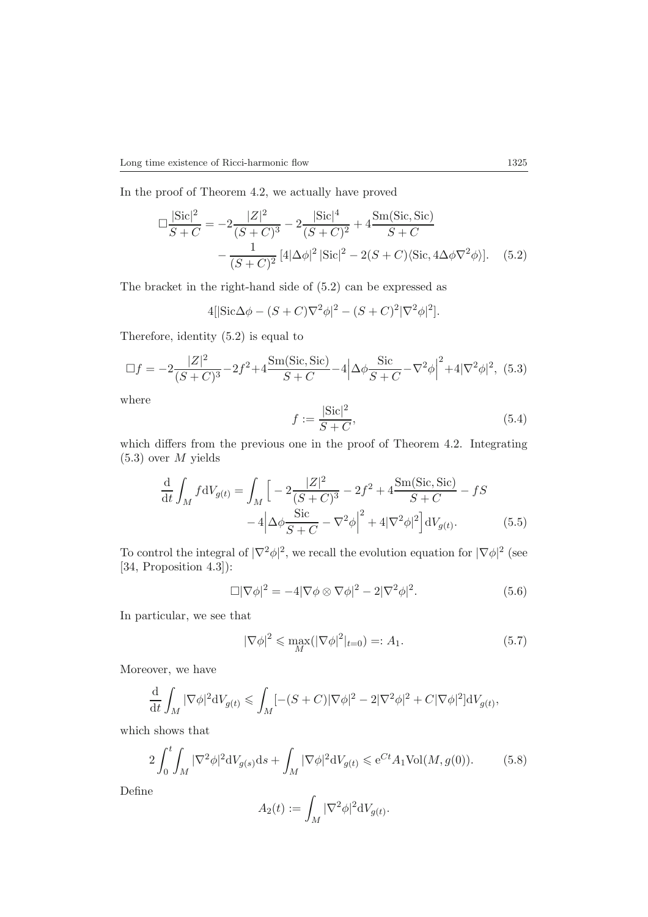In the proof of Theorem 4.2, we actually have proved

$$\Box \frac{|\mathrm{Sic}|^2}{S+C} = -2\frac{|Z|^2}{(S+C)^3} - 2\frac{|\mathrm{Sic}|^4}{(S+C)^2} + 4\frac{\mathrm{Sm}(\mathrm{Sic},\mathrm{Sic})}{S+C} - \frac{1}{(S+C)^2}\left[4|\Delta\phi|^2\,|\mathrm{Sic}|^2 - 2(S+C)\langle \mathrm{Sic}, 4\Delta\phi\nabla^2\phi\rangle\right]. \quad (5.2)$$

The bracket in the right-hand side of (5.2) can be expressed as

$$4[|\mathrm{Sic}\Delta\phi - (S+C)\nabla^2\phi|^2 - (S+C)^2|\nabla^2\phi|^2].$$

Therefore, identity (5.2) is equal to

$$\Box f = -2\frac{|Z|^2}{(S+C)^3} - 2f^2 + 4\frac{\mathrm{Sm}(\mathrm{Sic},\mathrm{Sic})}{S+C} - 4\left|\Delta\phi\frac{\mathrm{Sic}}{S+C} - \nabla^2\phi\right|^2 + 4|\nabla^2\phi|^2, \quad (5.3)$$

where

$$f := \frac{|\mathrm{Sic}|^2}{S+C}, \quad (5.4)$$

which differs from the previous one in the proof of Theorem 4.2. Integrating (5.3) over $M$ yields

$$\frac{\mathrm{d}}{\mathrm{d}t}\int_M f \mathrm{d}V_{g(t)} = \int_M \Big[ -2\frac{|Z|^2}{(S+C)^3} - 2f^2 + 4\frac{\mathrm{Sm}(\mathrm{Sic},\mathrm{Sic})}{S+C} - fS - 4\left|\Delta\phi\frac{\mathrm{Sic}}{S+C} - \nabla^2\phi\right|^2 + 4|\nabla^2\phi|^2\Big]\mathrm{d}V_{g(t)}. \quad (5.5)$$

To control the integral of $|\nabla^2\phi|^2$, we recall the evolution equation for $|\nabla\phi|^2$ (see [34, Proposition 4.3]):

$$\Box|\nabla\phi|^2 = -4|\nabla\phi\otimes\nabla\phi|^2 - 2|\nabla^2\phi|^2. \quad (5.6)$$

In particular, we see that

$$|\nabla\phi|^2 \leqslant \max_M(|\nabla\phi|^2|_{t=0}) =: A_1. \quad (5.7)$$

Moreover, we have

$$\frac{\mathrm{d}}{\mathrm{d}t}\int_M |\nabla\phi|^2 \mathrm{d}V_{g(t)} \leqslant \int_M [-(S+C)|\nabla\phi|^2 - 2|\nabla^2\phi|^2 + C|\nabla\phi|^2]\mathrm{d}V_{g(t)},$$

which shows that

$$2\int_0^t\int_M |\nabla^2\phi|^2\mathrm{d}V_{g(s)}\mathrm{d}s + \int_M|\nabla\phi|^2\mathrm{d}V_{g(t)} \leqslant \mathrm{e}^{Ct}A_1\mathrm{Vol}(M,g(0)). \quad (5.8)$$

Define

$$A_2(t) := \int_M |\nabla^2\phi|^2\mathrm{d}V_{g(t)}.$$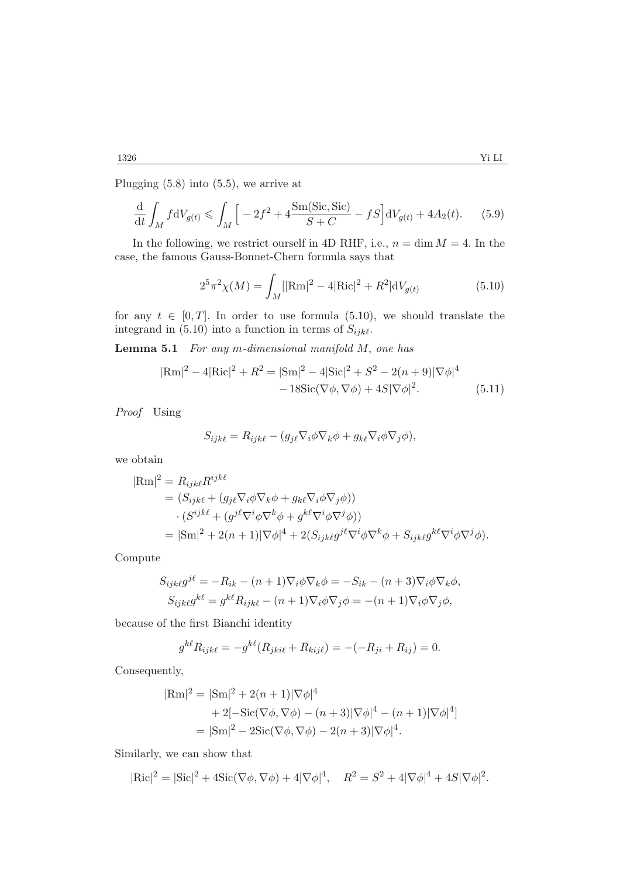Plugging (5.8) into (5.5), we arrive at

$$\frac{\mathrm{d}}{\mathrm{d}t}\int_M f\mathrm{d}V_{g(t)} \leqslant \int_M \Big[-2f^2 + 4\frac{\mathrm{Sm}(\mathrm{Sic},\mathrm{Sic})}{S+C} - fS\Big]\mathrm{d}V_{g(t)} + 4A_2(t). \tag{5.9}$$

In the following, we restrict ourself in 4D RHF, i.e., $n = \dim M = 4$. In the case, the famous Gauss-Bonnet-Chern formula says that

$$2^5\pi^2\chi(M) = \int_M [|\mathrm{Rm}|^2 - 4|\mathrm{Ric}|^2 + R^2]\mathrm{d}V_{g(t)} \tag{5.10}$$

for any $t \in [0,T]$. In order to use formula (5.10), we should translate the integrand in (5.10) into a function in terms of $S_{ijk\ell}$.

**Lemma 5.1** *For any $m$-dimensional manifold $M$, one has*

$$\begin{aligned}|\mathrm{Rm}|^2 - 4|\mathrm{Ric}|^2 + R^2 = {} & |\mathrm{Sm}|^2 - 4|\mathrm{Sic}|^2 + S^2 - 2(n+9)|\nabla\phi|^4 \\ & - 18\mathrm{Sic}(\nabla\phi,\nabla\phi) + 4S|\nabla\phi|^2. \end{aligned}\tag{5.11}$$

*Proof* Using

$$S_{ijk\ell} = R_{ijk\ell} - (g_{j\ell}\nabla_i\phi\nabla_k\phi + g_{k\ell}\nabla_i\phi\nabla_j\phi),$$

we obtain

$$\begin{aligned}|\mathrm{Rm}|^2 &= R_{ijk\ell}R^{ijk\ell} \\ &= (S_{ijk\ell} + (g_{j\ell}\nabla_i\phi\nabla_k\phi + g_{k\ell}\nabla_i\phi\nabla_j\phi)) \\ &\quad \cdot (S^{ijk\ell} + (g^{j\ell}\nabla^i\phi\nabla^k\phi + g^{k\ell}\nabla^i\phi\nabla^j\phi)) \\ &= |\mathrm{Sm}|^2 + 2(n+1)|\nabla\phi|^4 + 2(S_{ijk\ell}g^{j\ell}\nabla^i\phi\nabla^k\phi + S_{ijk\ell}g^{k\ell}\nabla^i\phi\nabla^j\phi).\end{aligned}$$

Compute

$$\begin{aligned}S_{ijk\ell}g^{j\ell} &= -R_{ik} - (n+1)\nabla_i\phi\nabla_k\phi = -S_{ik} - (n+3)\nabla_i\phi\nabla_k\phi, \\ S_{ijk\ell}g^{k\ell} &= g^{k\ell}R_{ijk\ell} - (n+1)\nabla_i\phi\nabla_j\phi = -(n+1)\nabla_i\phi\nabla_j\phi,\end{aligned}$$

because of the first Bianchi identity

$$g^{k\ell}R_{ijk\ell} = -g^{k\ell}(R_{jki\ell} + R_{kij\ell}) = -(-R_{ji} + R_{ij}) = 0.$$

Consequently,

$$\begin{aligned}|\mathrm{Rm}|^2 &= |\mathrm{Sm}|^2 + 2(n+1)|\nabla\phi|^4 \\ &\quad + 2[-\mathrm{Sic}(\nabla\phi,\nabla\phi) - (n+3)|\nabla\phi|^4 - (n+1)|\nabla\phi|^4] \\ &= |\mathrm{Sm}|^2 - 2\mathrm{Sic}(\nabla\phi,\nabla\phi) - 2(n+3)|\nabla\phi|^4.\end{aligned}$$

Similarly, we can show that

$$|\mathrm{Ric}|^2 = |\mathrm{Sic}|^2 + 4\mathrm{Sic}(\nabla\phi,\nabla\phi) + 4|\nabla\phi|^4, \quad R^2 = S^2 + 4|\nabla\phi|^4 + 4S|\nabla\phi|^2.$$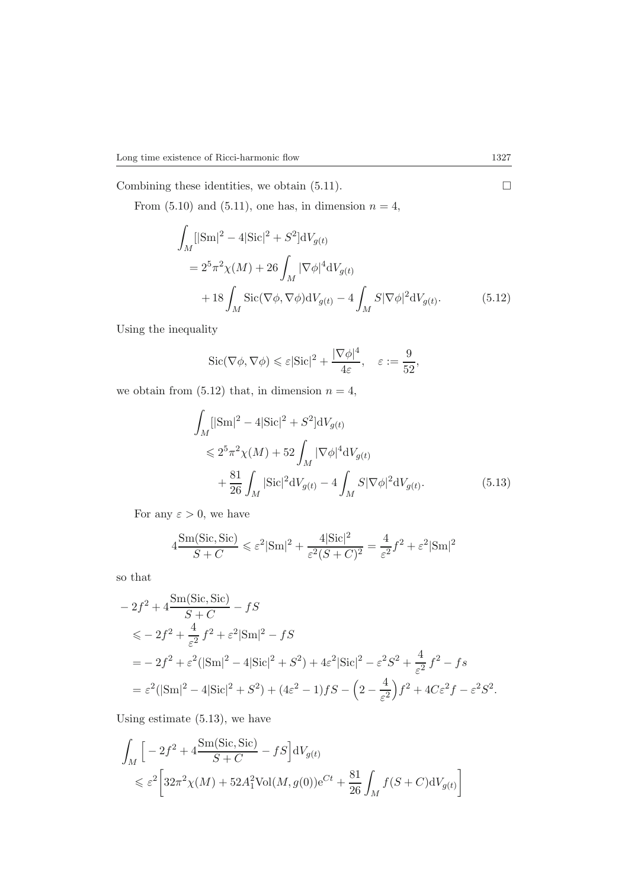Combining these identities, we obtain (5.11). $\square$

From (5.10) and (5.11), one has, in dimension $n = 4$,

$$
\begin{aligned}
\int_M [|\mathrm{Sm}|^2 - 4|\mathrm{Sic}|^2 + S^2] \mathrm{d}V_{g(t)} &= 2^5\pi^2\chi(M) + 26\int_M |\nabla\phi|^4 \mathrm{d}V_{g(t)} \\
&\quad + 18\int_M \mathrm{Sic}(\nabla\phi, \nabla\phi)\mathrm{d}V_{g(t)} - 4\int_M S|\nabla\phi|^2 \mathrm{d}V_{g(t)}. \qquad (5.12)
\end{aligned}
$$

Using the inequality

$$
\mathrm{Sic}(\nabla\phi, \nabla\phi) \leqslant \varepsilon|\mathrm{Sic}|^2 + \frac{|\nabla\phi|^4}{4\varepsilon}, \quad \varepsilon := \frac{9}{52},
$$

we obtain from (5.12) that, in dimension $n = 4$,

$$
\begin{aligned}
\int_M [|\mathrm{Sm}|^2 - 4|\mathrm{Sic}|^2 + S^2] \mathrm{d}V_{g(t)} &\leqslant 2^5\pi^2\chi(M) + 52\int_M |\nabla\phi|^4 \mathrm{d}V_{g(t)} \\
&\quad + \frac{81}{26}\int_M |\mathrm{Sic}|^2 \mathrm{d}V_{g(t)} - 4\int_M S|\nabla\phi|^2 \mathrm{d}V_{g(t)}. \qquad (5.13)
\end{aligned}
$$

For any $\varepsilon > 0$, we have

$$
4\frac{\mathrm{Sm}(\mathrm{Sic}, \mathrm{Sic})}{S + C} \leqslant \varepsilon^2|\mathrm{Sm}|^2 + \frac{4|\mathrm{Sic}|^2}{\varepsilon^2(S + C)^2} = \frac{4}{\varepsilon^2}f^2 + \varepsilon^2|\mathrm{Sm}|^2
$$

so that

$$
\begin{aligned}
&-2f^2 + 4\frac{\mathrm{Sm}(\mathrm{Sic}, \mathrm{Sic})}{S + C} - fS \\
&\leqslant -2f^2 + \frac{4}{\varepsilon^2}f^2 + \varepsilon^2|\mathrm{Sm}|^2 - fS \\
&= -2f^2 + \varepsilon^2(|\mathrm{Sm}|^2 - 4|\mathrm{Sic}|^2 + S^2) + 4\varepsilon^2|\mathrm{Sic}|^2 - \varepsilon^2 S^2 + \frac{4}{\varepsilon^2}f^2 - fs \\
&= \varepsilon^2(|\mathrm{Sm}|^2 - 4|\mathrm{Sic}|^2 + S^2) + (4\varepsilon^2 - 1)fS - \left(2 - \frac{4}{\varepsilon^2}\right)f^2 + 4C\varepsilon^2 f - \varepsilon^2 S^2.
\end{aligned}
$$

Using estimate (5.13), we have

$$
\begin{aligned}
&\int_M \left[-2f^2 + 4\frac{\mathrm{Sm}(\mathrm{Sic}, \mathrm{Sic})}{S + C} - fS\right] \mathrm{d}V_{g(t)} \\
&\leqslant \varepsilon^2\left[32\pi^2\chi(M) + 52A_1^2\mathrm{Vol}(M, g(0))\mathrm{e}^{Ct} + \frac{81}{26}\int_M f(S + C)\mathrm{d}V_{g(t)}\right]
\end{aligned}
$$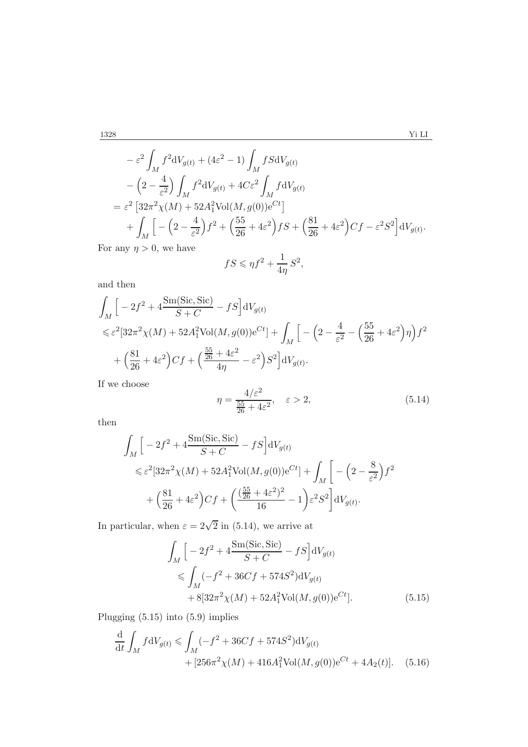$$
\begin{aligned}
&-\varepsilon^2\int_M f^2 \mathrm{d}V_{g(t)} + (4\varepsilon^2-1)\int_M fS\mathrm{d}V_{g(t)} \\
&-\Big(2-\frac{4}{\varepsilon^2}\Big)\int_M f^2\mathrm{d}V_{g(t)} + 4C\varepsilon^2\int_M f\mathrm{d}V_{g(t)} \\
&= \varepsilon^2\left[32\pi^2\chi(M) + 52A_1^2\mathrm{Vol}(M,g(0))\mathrm{e}^{Ct}\right] \\
&\quad + \int_M \Big[-\Big(2-\frac{4}{\varepsilon^2}\Big)f^2 + \Big(\frac{55}{26}+4\varepsilon^2\Big)fS + \Big(\frac{81}{26}+4\varepsilon^2\Big)Cf - \varepsilon^2 S^2\Big]\mathrm{d}V_{g(t)}.
\end{aligned}
$$

For any $\eta > 0$, we have

$$
fS \leqslant \eta f^2 + \frac{1}{4\eta}S^2,
$$

and then

$$
\begin{aligned}
&\int_M \Big[-2f^2 + 4\frac{\mathrm{Sm}(\mathrm{Sic},\mathrm{Sic})}{S+C} - fS\Big]\mathrm{d}V_{g(t)} \\
&\leqslant \varepsilon^2[32\pi^2\chi(M) + 52A_1^2\mathrm{Vol}(M,g(0))\mathrm{e}^{Ct}] + \int_M \Big[-\Big(2-\frac{4}{\varepsilon^2}-\Big(\frac{55}{26}+4\varepsilon^2\Big)\eta\Big)f^2 \\
&\quad + \Big(\frac{81}{26}+4\varepsilon^2\Big)Cf + \Big(\frac{\frac{55}{26}+4\varepsilon^2}{4\eta}-\varepsilon^2\Big)S^2\Big]\mathrm{d}V_{g(t)}.
\end{aligned}
$$

If we choose

$$
\eta = \frac{4/\varepsilon^2}{\frac{55}{26}+4\varepsilon^2}, \quad \varepsilon > 2, \tag{5.14}
$$

then

$$
\begin{aligned}
&\int_M \Big[-2f^2 + 4\frac{\mathrm{Sm}(\mathrm{Sic},\mathrm{Sic})}{S+C} - fS\Big]\mathrm{d}V_{g(t)} \\
&\leqslant \varepsilon^2[32\pi^2\chi(M) + 52A_1^2\mathrm{Vol}(M,g(0))\mathrm{e}^{Ct}] + \int_M \bigg[-\Big(2-\frac{8}{\varepsilon^2}\Big)f^2 \\
&\quad + \Big(\frac{81}{26}+4\varepsilon^2\Big)Cf + \bigg(\frac{(\frac{55}{26}+4\varepsilon^2)^2}{16}-1\bigg)\varepsilon^2 S^2\bigg]\mathrm{d}V_{g(t)}.
\end{aligned}
$$

In particular, when $\varepsilon = 2\sqrt{2}$ in (5.14), we arrive at

$$
\begin{aligned}
&\int_M \Big[-2f^2 + 4\frac{\mathrm{Sm}(\mathrm{Sic},\mathrm{Sic})}{S+C} - fS\Big]\mathrm{d}V_{g(t)} \\
&\leqslant \int_M (-f^2 + 36Cf + 574S^2)\mathrm{d}V_{g(t)} \\
&\quad + 8[32\pi^2\chi(M) + 52A_1^2\mathrm{Vol}(M,g(0))\mathrm{e}^{Ct}].
\end{aligned} \tag{5.15}
$$

Plugging (5.15) into (5.9) implies

$$
\begin{aligned}
\frac{\mathrm{d}}{\mathrm{d}t}\int_M f\mathrm{d}V_{g(t)} &\leqslant \int_M (-f^2 + 36Cf + 574S^2)\mathrm{d}V_{g(t)} \\
&\quad + [256\pi^2\chi(M) + 416A_1^2\mathrm{Vol}(M,g(0))\mathrm{e}^{Ct} + 4A_2(t)].
\end{aligned} \tag{5.16}
$$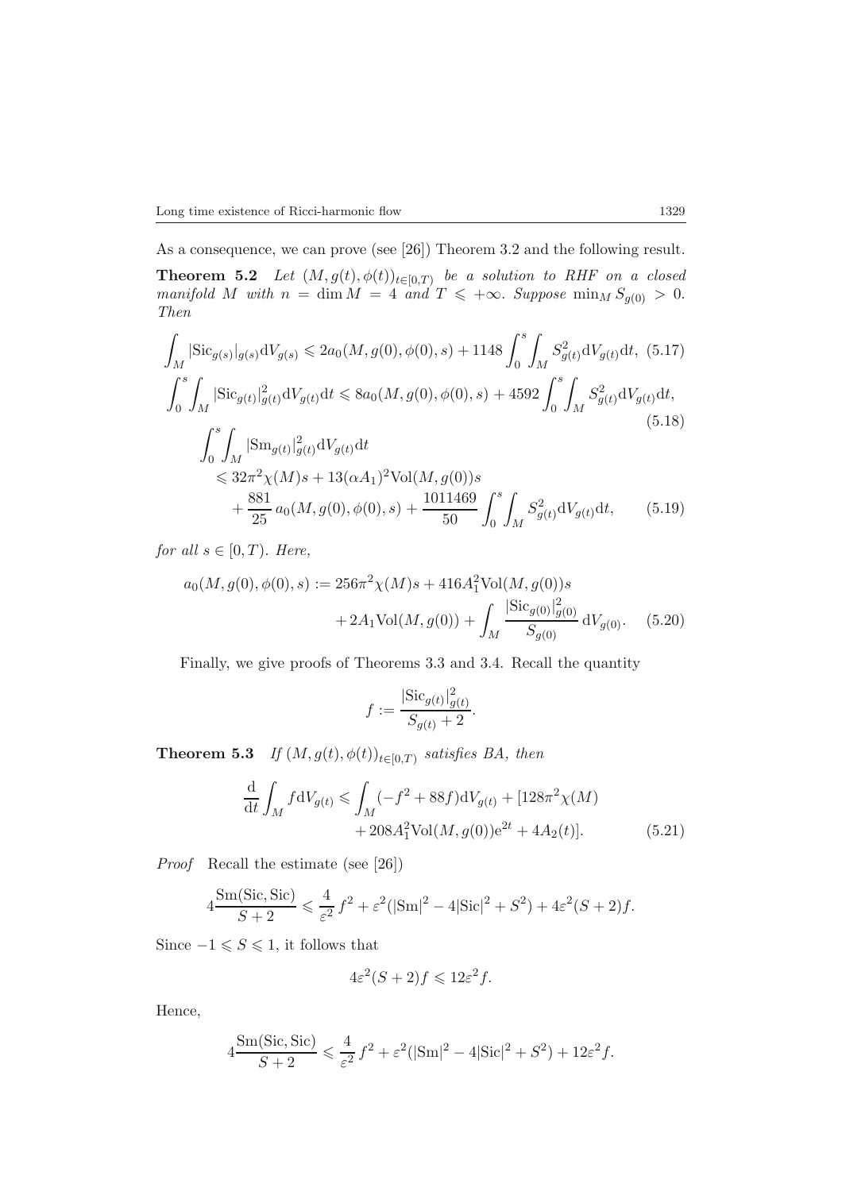As a consequence, we can prove (see [26]) Theorem 3.2 and the following result.

**Theorem 5.2** *Let $(M, g(t), \phi(t))_{t\in[0,T)}$ be a solution to RHF on a closed manifold $M$ with $n = \dim M = 4$ and $T \leqslant +\infty$. Suppose $\min_M S_{g(0)} > 0$. Then*

$$\int_M |\mathrm{Sic}_{g(s)}|_{g(s)} \mathrm{d}V_{g(s)} \leqslant 2a_0(M, g(0), \phi(0), s) + 1148 \int_0^s \int_M S_{g(t)}^2 \mathrm{d}V_{g(t)} \mathrm{d}t, \tag{5.17}$$

$$\int_0^s \int_M |\mathrm{Sic}_{g(t)}|_{g(t)}^2 \mathrm{d}V_{g(t)} \mathrm{d}t \leqslant 8a_0(M, g(0), \phi(0), s) + 4592 \int_0^s \int_M S_{g(t)}^2 \mathrm{d}V_{g(t)} \mathrm{d}t, \tag{5.18}$$

$$\begin{aligned}\int_0^s \int_M &|\mathrm{Sm}_{g(t)}|_{g(t)}^2 \mathrm{d}V_{g(t)} \mathrm{d}t \\ &\leqslant 32\pi^2 \chi(M) s + 13(\alpha A_1)^2 \mathrm{Vol}(M, g(0)) s \\ &\quad + \frac{881}{25} a_0(M, g(0), \phi(0), s) + \frac{1011469}{50} \int_0^s \int_M S_{g(t)}^2 \mathrm{d}V_{g(t)} \mathrm{d}t, \end{aligned} \tag{5.19}$$

*for all $s \in [0, T)$. Here,*

$$\begin{aligned}a_0(M, g(0), \phi(0), s) := 256\pi^2 \chi(M) s &+ 416 A_1^2 \mathrm{Vol}(M, g(0)) s \\ &+ 2A_1 \mathrm{Vol}(M, g(0)) + \int_M \frac{|\mathrm{Sic}_{g(0)}|_{g(0)}^2}{S_{g(0)}} \mathrm{d}V_{g(0)}. \end{aligned} \tag{5.20}$$

Finally, we give proofs of Theorems 3.3 and 3.4. Recall the quantity

$$f := \frac{|\mathrm{Sic}_{g(t)}|_{g(t)}^2}{S_{g(t)} + 2}.$$

**Theorem 5.3** *If $(M, g(t), \phi(t))_{t\in[0,T)}$ satisfies BA, then*

$$\begin{aligned}\frac{\mathrm{d}}{\mathrm{d}t} \int_M f \mathrm{d}V_{g(t)} \leqslant \int_M (-f^2 + 88f) \mathrm{d}V_{g(t)} &+ [128\pi^2 \chi(M) \\ &+ 208 A_1^2 \mathrm{Vol}(M, g(0)) \mathrm{e}^{2t} + 4A_2(t)]. \end{aligned} \tag{5.21}$$

*Proof* Recall the estimate (see [26])

$$4 \frac{\mathrm{Sm}(\mathrm{Sic}, \mathrm{Sic})}{S + 2} \leqslant \frac{4}{\varepsilon^2} f^2 + \varepsilon^2 (|\mathrm{Sm}|^2 - 4|\mathrm{Sic}|^2 + S^2) + 4\varepsilon^2 (S + 2) f.$$

Since $-1 \leqslant S \leqslant 1$, it follows that

$$4\varepsilon^2 (S + 2) f \leqslant 12\varepsilon^2 f.$$

Hence,

$$4 \frac{\mathrm{Sm}(\mathrm{Sic}, \mathrm{Sic})}{S + 2} \leqslant \frac{4}{\varepsilon^2} f^2 + \varepsilon^2 (|\mathrm{Sm}|^2 - 4|\mathrm{Sic}|^2 + S^2) + 12\varepsilon^2 f.$$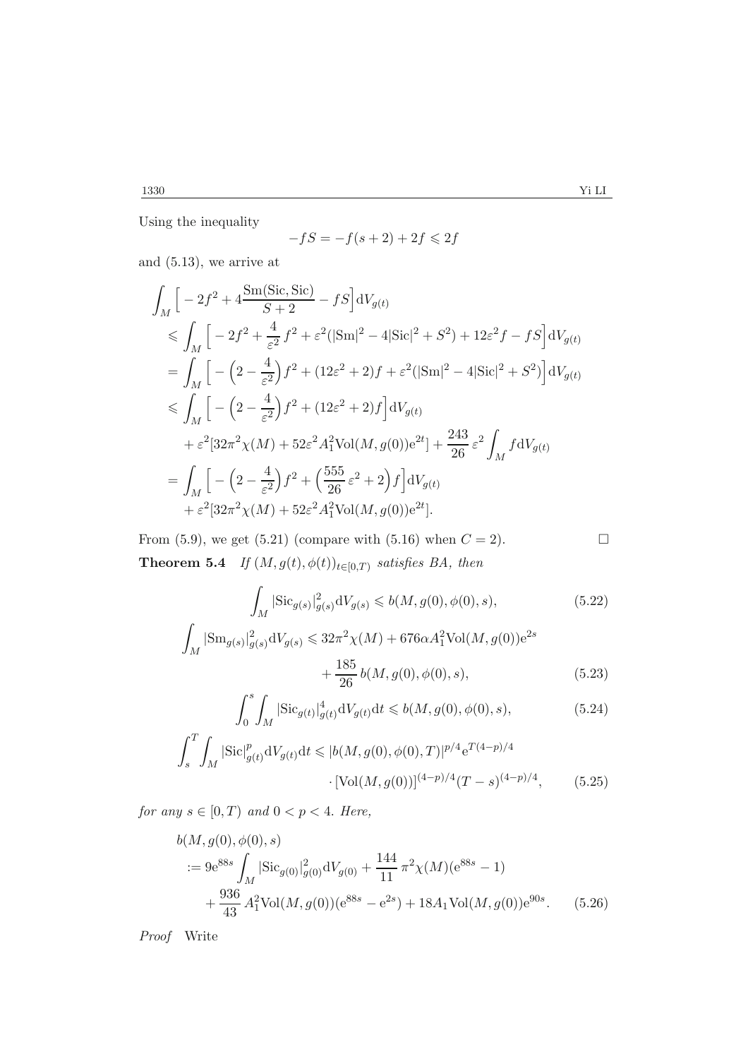Using the inequality

$$-fS = -f(s+2) + 2f \leqslant 2f$$

and (5.13), we arrive at

$$\begin{aligned}
&\int_M \Big[ -2f^2 + 4\frac{\mathrm{Sm}(\mathrm{Sic}, \mathrm{Sic})}{S+2} - fS \Big] \mathrm{d}V_{g(t)} \\
&\leqslant \int_M \Big[ -2f^2 + \frac{4}{\varepsilon^2} f^2 + \varepsilon^2 (|\mathrm{Sm}|^2 - 4|\mathrm{Sic}|^2 + S^2) + 12\varepsilon^2 f - fS \Big] \mathrm{d}V_{g(t)} \\
&= \int_M \Big[ -\Big(2 - \frac{4}{\varepsilon^2}\Big) f^2 + (12\varepsilon^2 + 2) f + \varepsilon^2 (|\mathrm{Sm}|^2 - 4|\mathrm{Sic}|^2 + S^2) \Big] \mathrm{d}V_{g(t)} \\
&\leqslant \int_M \Big[ -\Big(2 - \frac{4}{\varepsilon^2}\Big) f^2 + (12\varepsilon^2 + 2) f \Big] \mathrm{d}V_{g(t)} \\
&\quad + \varepsilon^2 [32\pi^2 \chi(M) + 52\varepsilon^2 A_1^2 \mathrm{Vol}(M, g(0)) \mathrm{e}^{2t}] + \frac{243}{26} \varepsilon^2 \int_M f \mathrm{d}V_{g(t)} \\
&= \int_M \Big[ -\Big(2 - \frac{4}{\varepsilon^2}\Big) f^2 + \Big(\frac{555}{26} \varepsilon^2 + 2\Big) f \Big] \mathrm{d}V_{g(t)} \\
&\quad + \varepsilon^2 [32\pi^2 \chi(M) + 52\varepsilon^2 A_1^2 \mathrm{Vol}(M, g(0)) \mathrm{e}^{2t}].
\end{aligned}$$

From (5.9), we get (5.21) (compare with (5.16) when $C = 2$). □

**Theorem 5.4** *If $(M, g(t), \phi(t))_{t \in [0,T)}$ satisfies BA, then*

$$\int_M |\mathrm{Sic}_{g(s)}|^2_{g(s)} \mathrm{d}V_{g(s)} \leqslant b(M, g(0), \phi(0), s), \tag{5.22}$$

$$\int_M |\mathrm{Sm}_{g(s)}|^2_{g(s)} \mathrm{d}V_{g(s)} \leqslant 32\pi^2 \chi(M) + 676\alpha A_1^2 \mathrm{Vol}(M, g(0)) \mathrm{e}^{2s} + \frac{185}{26} b(M, g(0), \phi(0), s), \tag{5.23}$$

$$\int_0^s \int_M |\mathrm{Sic}_{g(t)}|^4_{g(t)} \mathrm{d}V_{g(t)} \mathrm{d}t \leqslant b(M, g(0), \phi(0), s), \tag{5.24}$$

$$\int_s^T \int_M |\mathrm{Sic}|^p_{g(t)} \mathrm{d}V_{g(t)} \mathrm{d}t \leqslant |b(M, g(0), \phi(0), T)|^{p/4} \mathrm{e}^{T(4-p)/4} \cdot [\mathrm{Vol}(M, g(0))]^{(4-p)/4} (T-s)^{(4-p)/4}, \tag{5.25}$$

*for any $s \in [0, T)$ and $0 < p < 4$. Here,*

$$\begin{aligned}
&b(M, g(0), \phi(0), s) \\
&:= 9\mathrm{e}^{88s} \int_M |\mathrm{Sic}_{g(0)}|^2_{g(0)} \mathrm{d}V_{g(0)} + \frac{144}{11} \pi^2 \chi(M) (\mathrm{e}^{88s} - 1) \\
&\quad + \frac{936}{43} A_1^2 \mathrm{Vol}(M, g(0)) (\mathrm{e}^{88s} - \mathrm{e}^{2s}) + 18 A_1 \mathrm{Vol}(M, g(0)) \mathrm{e}^{90s}.
\end{aligned} \tag{5.26}$$

*Proof* Write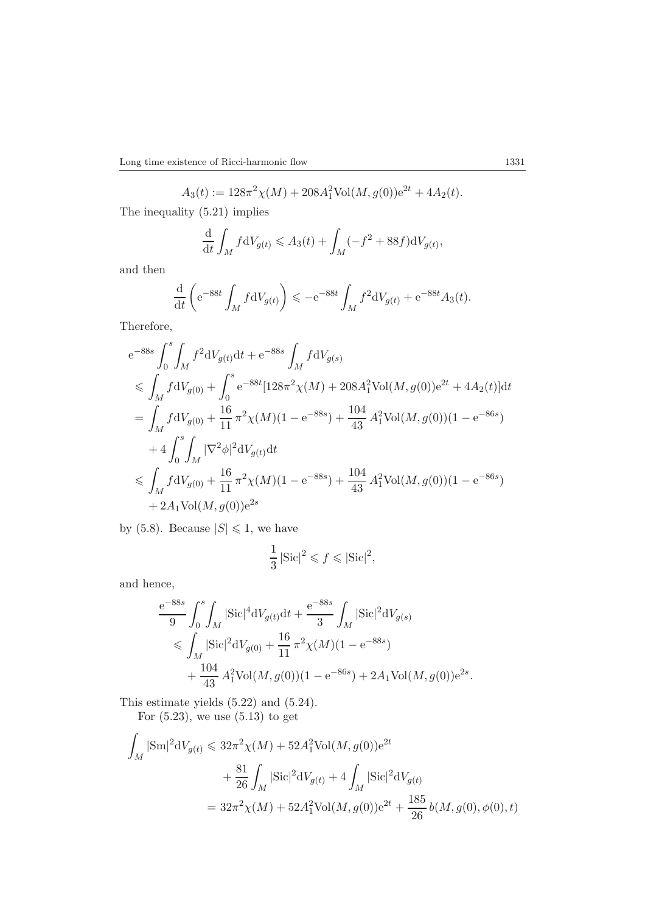$$A_3(t) := 128\pi^2\chi(M) + 208A_1^2\mathrm{Vol}(M, g(0))\mathrm{e}^{2t} + 4A_2(t).$$

The inequality (5.21) implies

$$\frac{\mathrm{d}}{\mathrm{d}t}\int_M f\mathrm{d}V_{g(t)} \leqslant A_3(t) + \int_M (-f^2 + 88f)\mathrm{d}V_{g(t)},$$

and then

$$\frac{\mathrm{d}}{\mathrm{d}t}\left(\mathrm{e}^{-88t}\int_M f\mathrm{d}V_{g(t)}\right) \leqslant -\mathrm{e}^{-88t}\int_M f^2\mathrm{d}V_{g(t)} + \mathrm{e}^{-88t}A_3(t).$$

Therefore,

$$\begin{aligned}
&\mathrm{e}^{-88s}\int_0^s\int_M f^2\mathrm{d}V_{g(t)}\mathrm{d}t + \mathrm{e}^{-88s}\int_M f\mathrm{d}V_{g(s)} \\
&\leqslant \int_M f\mathrm{d}V_{g(0)} + \int_0^s \mathrm{e}^{-88t}[128\pi^2\chi(M) + 208A_1^2\mathrm{Vol}(M, g(0))\mathrm{e}^{2t} + 4A_2(t)]\mathrm{d}t \\
&= \int_M f\mathrm{d}V_{g(0)} + \frac{16}{11}\pi^2\chi(M)(1 - \mathrm{e}^{-88s}) + \frac{104}{43}A_1^2\mathrm{Vol}(M, g(0))(1 - \mathrm{e}^{-86s}) \\
&\quad + 4\int_0^s\int_M |\nabla^2\phi|^2\mathrm{d}V_{g(t)}\mathrm{d}t \\
&\leqslant \int_M f\mathrm{d}V_{g(0)} + \frac{16}{11}\pi^2\chi(M)(1 - \mathrm{e}^{-88s}) + \frac{104}{43}A_1^2\mathrm{Vol}(M, g(0))(1 - \mathrm{e}^{-86s}) \\
&\quad + 2A_1\mathrm{Vol}(M, g(0))\mathrm{e}^{2s}
\end{aligned}$$

by (5.8). Because $|S| \leqslant 1$, we have

$$\frac{1}{3}|\mathrm{Sic}|^2 \leqslant f \leqslant |\mathrm{Sic}|^2,$$

and hence,

$$\begin{aligned}
&\frac{\mathrm{e}^{-88s}}{9}\int_0^s\int_M |\mathrm{Sic}|^4\mathrm{d}V_{g(t)}\mathrm{d}t + \frac{\mathrm{e}^{-88s}}{3}\int_M |\mathrm{Sic}|^2\mathrm{d}V_{g(s)} \\
&\quad\leqslant \int_M |\mathrm{Sic}|^2\mathrm{d}V_{g(0)} + \frac{16}{11}\pi^2\chi(M)(1 - \mathrm{e}^{-88s}) \\
&\qquad + \frac{104}{43}A_1^2\mathrm{Vol}(M, g(0))(1 - \mathrm{e}^{-86s}) + 2A_1\mathrm{Vol}(M, g(0))\mathrm{e}^{2s}.
\end{aligned}$$

This estimate yields (5.22) and (5.24).

For (5.23), we use (5.13) to get

$$\begin{aligned}
\int_M |\mathrm{Sm}|^2\mathrm{d}V_{g(t)} &\leqslant 32\pi^2\chi(M) + 52A_1^2\mathrm{Vol}(M, g(0))\mathrm{e}^{2t} \\
&\quad + \frac{81}{26}\int_M |\mathrm{Sic}|^2\mathrm{d}V_{g(t)} + 4\int_M |\mathrm{Sic}|^2\mathrm{d}V_{g(t)} \\
&= 32\pi^2\chi(M) + 52A_1^2\mathrm{Vol}(M, g(0))\mathrm{e}^{2t} + \frac{185}{26}\,b(M, g(0), \phi(0), t)
\end{aligned}$$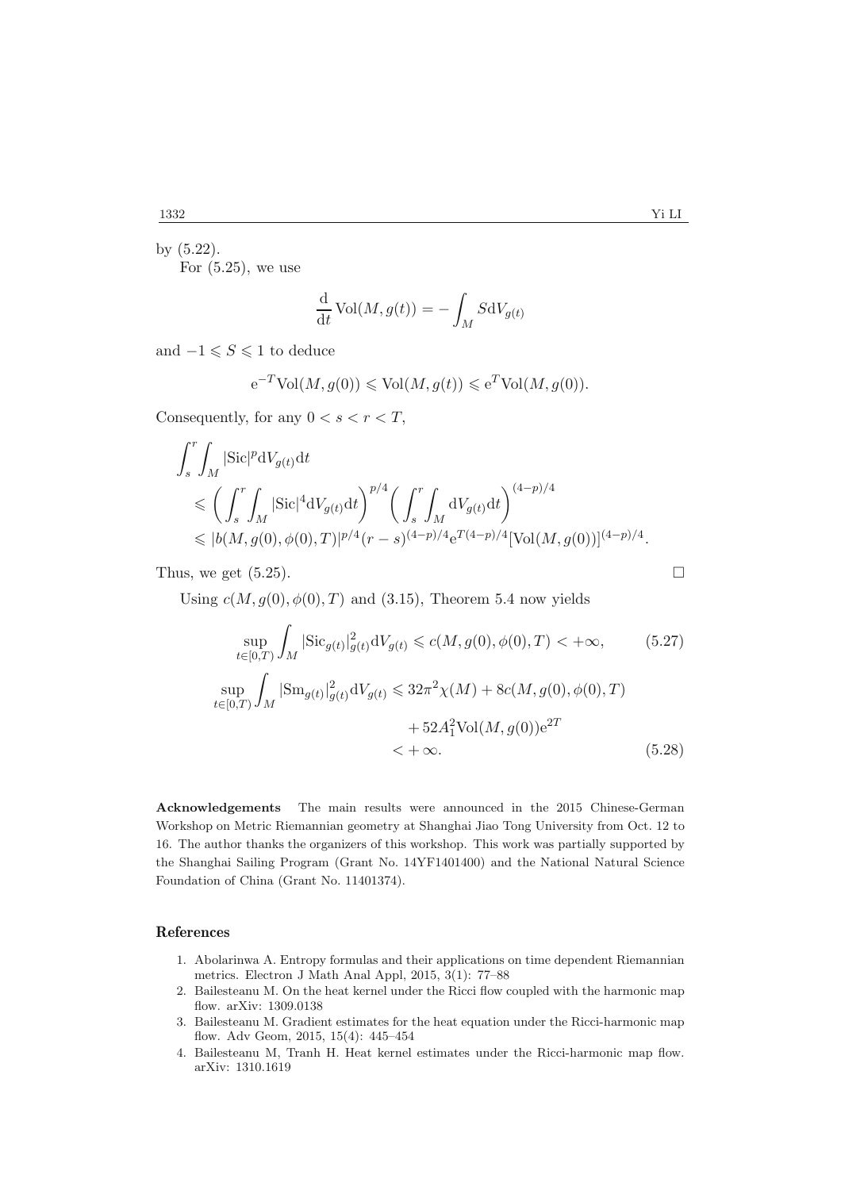by (5.22).

For (5.25), we use

$$\frac{\mathrm{d}}{\mathrm{d}t}\mathrm{Vol}(M, g(t)) = -\int_M S \mathrm{d}V_{g(t)}$$

and $-1 \leqslant S \leqslant 1$ to deduce

$$\mathrm{e}^{-T}\mathrm{Vol}(M, g(0)) \leqslant \mathrm{Vol}(M, g(t)) \leqslant \mathrm{e}^{T}\mathrm{Vol}(M, g(0)).$$

Consequently, for any $0 < s < r < T$,

$$\begin{aligned}
&\int_s^r \int_M |\mathrm{Sic}|^p \mathrm{d}V_{g(t)}\mathrm{d}t \\
&\leqslant \bigg(\int_s^r \int_M |\mathrm{Sic}|^4 \mathrm{d}V_{g(t)}\mathrm{d}t\bigg)^{p/4} \bigg(\int_s^r \int_M \mathrm{d}V_{g(t)}\mathrm{d}t\bigg)^{(4-p)/4} \\
&\leqslant |b(M, g(0), \phi(0), T)|^{p/4}(r-s)^{(4-p)/4}\mathrm{e}^{T(4-p)/4}[\mathrm{Vol}(M, g(0))]^{(4-p)/4}.
\end{aligned}$$

Thus, we get (5.25). $\square$

Using $c(M, g(0), \phi(0), T)$ and (3.15), Theorem 5.4 now yields

$$\sup_{t\in[0,T)} \int_M |\mathrm{Sic}_{g(t)}|^2_{g(t)} \mathrm{d}V_{g(t)} \leqslant c(M, g(0), \phi(0), T) < +\infty, \tag{5.27}$$

$$\begin{aligned}
\sup_{t\in[0,T)} \int_M |\mathrm{Sm}_{g(t)}|^2_{g(t)} \mathrm{d}V_{g(t)} &\leqslant 32\pi^2\chi(M) + 8c(M, g(0), \phi(0), T) \\
&\quad + 52A_1^2\mathrm{Vol}(M, g(0))\mathrm{e}^{2T} \\
&< +\infty.
\end{aligned} \tag{5.28}$$

**Acknowledgements** The main results were announced in the 2015 Chinese-German Workshop on Metric Riemannian geometry at Shanghai Jiao Tong University from Oct. 12 to 16. The author thanks the organizers of this workshop. This work was partially supported by the Shanghai Sailing Program (Grant No. 14YF1401400) and the National Natural Science Foundation of China (Grant No. 11401374).

## References

1. Abolarinwa A. Entropy formulas and their applications on time dependent Riemannian metrics. Electron J Math Anal Appl, 2015, 3(1): 77–88
2. Bailesteanu M. On the heat kernel under the Ricci flow coupled with the harmonic map flow. arXiv: 1309.0138
3. Bailesteanu M. Gradient estimates for the heat equation under the Ricci-harmonic map flow. Adv Geom, 2015, 15(4): 445–454
4. Bailesteanu M, Tranh H. Heat kernel estimates under the Ricci-harmonic map flow. arXiv: 1310.1619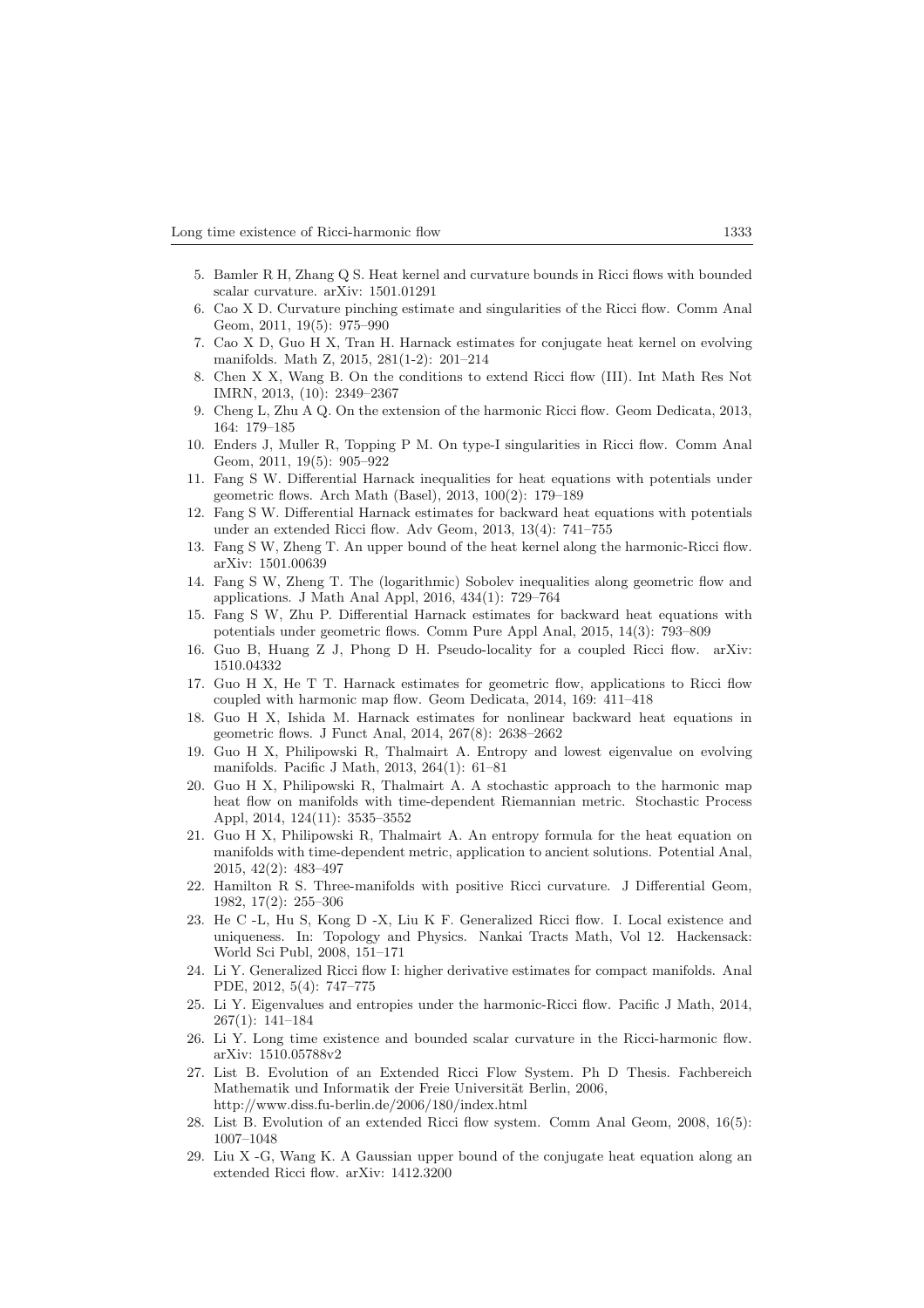5. Bamler R H, Zhang Q S. Heat kernel and curvature bounds in Ricci flows with bounded scalar curvature. arXiv: 1501.01291
6. Cao X D. Curvature pinching estimate and singularities of the Ricci flow. Comm Anal Geom, 2011, 19(5): 975–990
7. Cao X D, Guo H X, Tran H. Harnack estimates for conjugate heat kernel on evolving manifolds. Math Z, 2015, 281(1-2): 201–214
8. Chen X X, Wang B. On the conditions to extend Ricci flow (III). Int Math Res Not IMRN, 2013, (10): 2349–2367
9. Cheng L, Zhu A Q. On the extension of the harmonic Ricci flow. Geom Dedicata, 2013, 164: 179–185
10. Enders J, Muller R, Topping P M. On type-I singularities in Ricci flow. Comm Anal Geom, 2011, 19(5): 905–922
11. Fang S W. Differential Harnack inequalities for heat equations with potentials under geometric flows. Arch Math (Basel), 2013, 100(2): 179–189
12. Fang S W. Differential Harnack estimates for backward heat equations with potentials under an extended Ricci flow. Adv Geom, 2013, 13(4): 741–755
13. Fang S W, Zheng T. An upper bound of the heat kernel along the harmonic-Ricci flow. arXiv: 1501.00639
14. Fang S W, Zheng T. The (logarithmic) Sobolev inequalities along geometric flow and applications. J Math Anal Appl, 2016, 434(1): 729–764
15. Fang S W, Zhu P. Differential Harnack estimates for backward heat equations with potentials under geometric flows. Comm Pure Appl Anal, 2015, 14(3): 793–809
16. Guo B, Huang Z J, Phong D H. Pseudo-locality for a coupled Ricci flow. arXiv: 1510.04332
17. Guo H X, He T T. Harnack estimates for geometric flow, applications to Ricci flow coupled with harmonic map flow. Geom Dedicata, 2014, 169: 411–418
18. Guo H X, Ishida M. Harnack estimates for nonlinear backward heat equations in geometric flows. J Funct Anal, 2014, 267(8): 2638–2662
19. Guo H X, Philipowski R, Thalmairt A. Entropy and lowest eigenvalue on evolving manifolds. Pacific J Math, 2013, 264(1): 61–81
20. Guo H X, Philipowski R, Thalmairt A. A stochastic approach to the harmonic map heat flow on manifolds with time-dependent Riemannian metric. Stochastic Process Appl, 2014, 124(11): 3535–3552
21. Guo H X, Philipowski R, Thalmairt A. An entropy formula for the heat equation on manifolds with time-dependent metric, application to ancient solutions. Potential Anal, 2015, 42(2): 483–497
22. Hamilton R S. Three-manifolds with positive Ricci curvature. J Differential Geom, 1982, 17(2): 255–306
23. He C -L, Hu S, Kong D -X, Liu K F. Generalized Ricci flow. I. Local existence and uniqueness. In: Topology and Physics. Nankai Tracts Math, Vol 12. Hackensack: World Sci Publ, 2008, 151–171
24. Li Y. Generalized Ricci flow I: higher derivative estimates for compact manifolds. Anal PDE, 2012, 5(4): 747–775
25. Li Y. Eigenvalues and entropies under the harmonic-Ricci flow. Pacific J Math, 2014, 267(1): 141–184
26. Li Y. Long time existence and bounded scalar curvature in the Ricci-harmonic flow. arXiv: 1510.05788v2
27. List B. Evolution of an Extended Ricci Flow System. Ph D Thesis. Fachbereich Mathematik und Informatik der Freie Universität Berlin, 2006, http://www.diss.fu-berlin.de/2006/180/index.html
28. List B. Evolution of an extended Ricci flow system. Comm Anal Geom, 2008, 16(5): 1007–1048
29. Liu X -G, Wang K. A Gaussian upper bound of the conjugate heat equation along an extended Ricci flow. arXiv: 1412.3200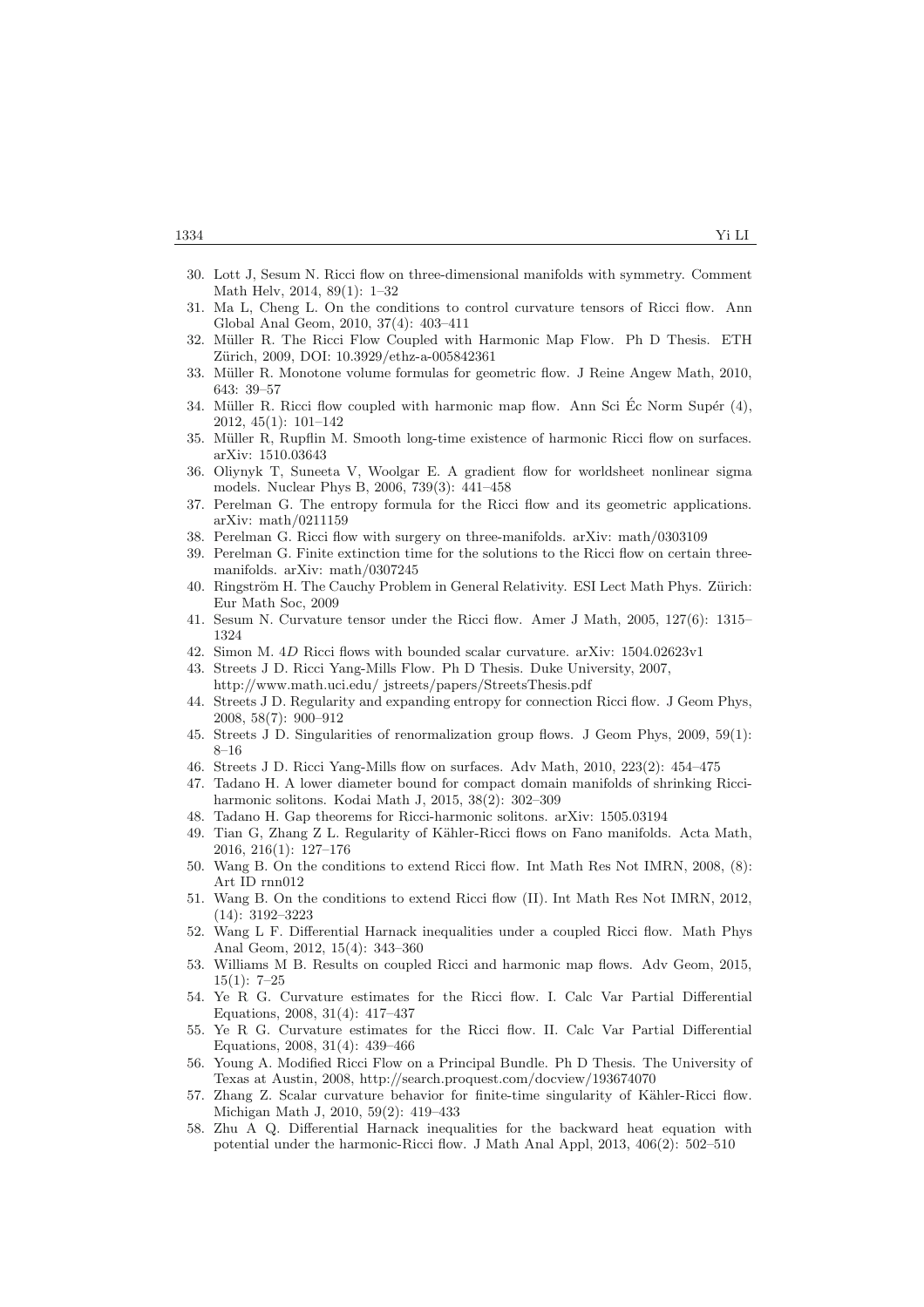30. Lott J, Sesum N. Ricci flow on three-dimensional manifolds with symmetry. Comment Math Helv, 2014, 89(1): 1–32
31. Ma L, Cheng L. On the conditions to control curvature tensors of Ricci flow. Ann Global Anal Geom, 2010, 37(4): 403–411
32. Müller R. The Ricci Flow Coupled with Harmonic Map Flow. Ph D Thesis. ETH Zürich, 2009, DOI: 10.3929/ethz-a-005842361
33. Müller R. Monotone volume formulas for geometric flow. J Reine Angew Math, 2010, 643: 39–57
34. Müller R. Ricci flow coupled with harmonic map flow. Ann Sci Éc Norm Supér (4), 2012, 45(1): 101–142
35. Müller R, Rupflin M. Smooth long-time existence of harmonic Ricci flow on surfaces. arXiv: 1510.03643
36. Oliynyk T, Suneeta V, Woolgar E. A gradient flow for worldsheet nonlinear sigma models. Nuclear Phys B, 2006, 739(3): 441–458
37. Perelman G. The entropy formula for the Ricci flow and its geometric applications. arXiv: math/0211159
38. Perelman G. Ricci flow with surgery on three-manifolds. arXiv: math/0303109
39. Perelman G. Finite extinction time for the solutions to the Ricci flow on certain three-manifolds. arXiv: math/0307245
40. Ringström H. The Cauchy Problem in General Relativity. ESI Lect Math Phys. Zürich: Eur Math Soc, 2009
41. Sesum N. Curvature tensor under the Ricci flow. Amer J Math, 2005, 127(6): 1315–1324
42. Simon M. 4*D* Ricci flows with bounded scalar curvature. arXiv: 1504.02623v1
43. Streets J D. Ricci Yang-Mills Flow. Ph D Thesis. Duke University, 2007, http://www.math.uci.edu/ jstreets/papers/StreetsThesis.pdf
44. Streets J D. Regularity and expanding entropy for connection Ricci flow. J Geom Phys, 2008, 58(7): 900–912
45. Streets J D. Singularities of renormalization group flows. J Geom Phys, 2009, 59(1): 8–16
46. Streets J D. Ricci Yang-Mills flow on surfaces. Adv Math, 2010, 223(2): 454–475
47. Tadano H. A lower diameter bound for compact domain manifolds of shrinking Ricci-harmonic solitons. Kodai Math J, 2015, 38(2): 302–309
48. Tadano H. Gap theorems for Ricci-harmonic solitons. arXiv: 1505.03194
49. Tian G, Zhang Z L. Regularity of Kähler-Ricci flows on Fano manifolds. Acta Math, 2016, 216(1): 127–176
50. Wang B. On the conditions to extend Ricci flow. Int Math Res Not IMRN, 2008, (8): Art ID rnn012
51. Wang B. On the conditions to extend Ricci flow (II). Int Math Res Not IMRN, 2012, (14): 3192–3223
52. Wang L F. Differential Harnack inequalities under a coupled Ricci flow. Math Phys Anal Geom, 2012, 15(4): 343–360
53. Williams M B. Results on coupled Ricci and harmonic map flows. Adv Geom, 2015, 15(1): 7–25
54. Ye R G. Curvature estimates for the Ricci flow. I. Calc Var Partial Differential Equations, 2008, 31(4): 417–437
55. Ye R G. Curvature estimates for the Ricci flow. II. Calc Var Partial Differential Equations, 2008, 31(4): 439–466
56. Young A. Modified Ricci Flow on a Principal Bundle. Ph D Thesis. The University of Texas at Austin, 2008, http://search.proquest.com/docview/193674070
57. Zhang Z. Scalar curvature behavior for finite-time singularity of Kähler-Ricci flow. Michigan Math J, 2010, 59(2): 419–433
58. Zhu A Q. Differential Harnack inequalities for the backward heat equation with potential under the harmonic-Ricci flow. J Math Anal Appl, 2013, 406(2): 502–510